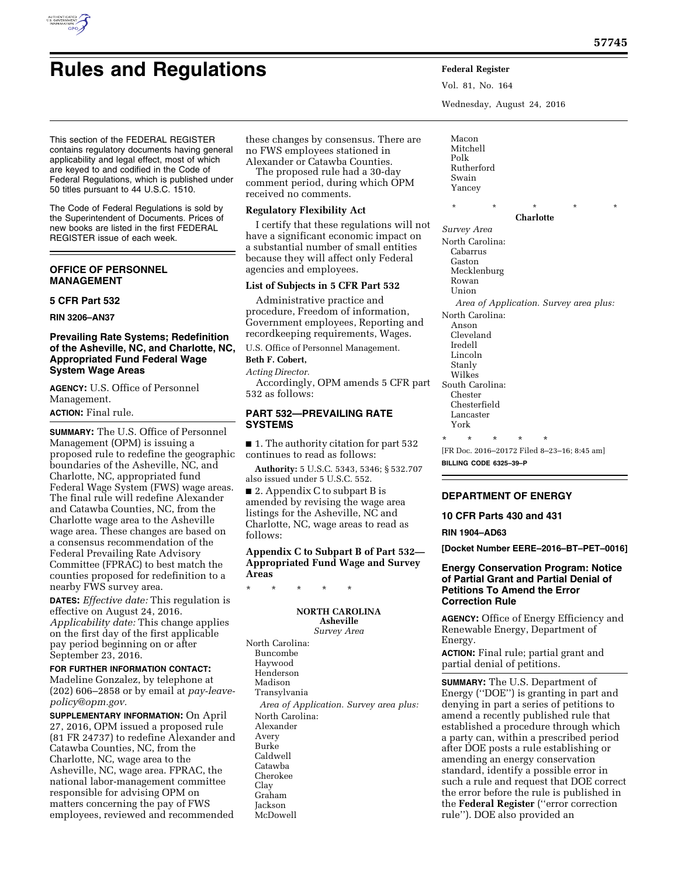# Rules and Regulations

This section of the FEDERAL REGISTER contains regulatory documents having general applicability and legal effect, most of which are keyed to and codified in the Code of Federal Regulations, which is published under 50 titles pursuant to 44 U.S.C. 1510.

The Code of Federal Regulations is sold by the Superintendent of Documents. Prices of new books are listed in the first FEDERAL REGISTER issue of each week.

## OFFICE OF PERSONNEL MANAGEMENT

### 5 CFR Part 532

**RIN 3206–AN37**

### Prevailing Rate Systems; Redefinition of the Asheville, NC, and Charlotte, NC, Appropriated Fund Federal Wage System Wage Areas

**AGENCY:** U.S. Office of Personnel Management.

**ACTION:** Final rule.

**SUMMARY:** The U.S. Office of Personnel Management (OPM) is issuing a proposed rule to redefine the geographic boundaries of the Asheville, NC, and Charlotte, NC, appropriated fund Federal Wage System (FWS) wage areas. The final rule will redefine Alexander and Catawba Counties, NC, from the Charlotte wage area to the Asheville wage area. These changes are based on a consensus recommendation of the Federal Prevailing Rate Advisory Committee (FPRAC) to best match the counties proposed for redefinition to a nearby FWS survey area.

**DATES:** *Effective date:* This regulation is effective on August 24, 2016. *Applicability date:* This change applies on the first day of the first applicable pay period beginning on or after September 23, 2016.

**FOR FURTHER INFORMATION CONTACT:** Madeline Gonzalez, by telephone at (202) 606–2858 or by email at *pay-leave-policy@opm.gov.*

**SUPPLEMENTARY INFORMATION:** On April 27, 2016, OPM issued a proposed rule (81 FR 24737) to redefine Alexander and Catawba Counties, NC, from the Charlotte, NC, wage area to the Asheville, NC, wage area. FPRAC, the national labor-management committee responsible for advising OPM on matters concerning the pay of FWS employees, reviewed and recommended these changes by consensus. There are no FWS employees stationed in Alexander or Catawba Counties.

The proposed rule had a 30-day comment period, during which OPM received no comments.

#### Regulatory Flexibility Act

I certify that these regulations will not have a significant economic impact on a substantial number of small entities because they will affect only Federal agencies and employees.

#### List of Subjects in 5 CFR Part 532

Administrative practice and procedure, Freedom of information, Government employees, Reporting and recordkeeping requirements, Wages.

U.S. Office of Personnel Management.

**Beth F. Cobert,**

*Acting Director.*

Accordingly, OPM amends 5 CFR part 532 as follows:

#### PART 532—PREVAILING RATE SYSTEMS

■ 1. The authority citation for part 532 continues to read as follows:

**Authority:** 5 U.S.C. 5343, 5346; § 532.707 also issued under 5 U.S.C. 552.

■ 2. Appendix C to subpart B is amended by revising the wage area listings for the Asheville, NC and Charlotte, NC, wage areas to read as follows:

#### Appendix C to Subpart B of Part 532—Appropriated Fund Wage and Survey Areas

\* \* \* \* \*

**NORTH CAROLINA**

**Asheville**

*Survey Area*

North Carolina:
- Buncombe
- Haywood
- Henderson
- Madison
- Transylvania

*Area of Application. Survey area plus:*

North Carolina:
- Alexander
- Avery
- Burke
- Caldwell
- Catawba
- Cherokee
- Clay
- Graham
- Jackson
- McDowell
- Macon
- Mitchell
- Polk
- Rutherford
- Swain
- Yancey

\* \* \* \* \*

**Charlotte**

*Survey Area*

North Carolina:
- Cabarrus
- Gaston
- Mecklenburg
- Rowan
- Union

*Area of Application. Survey area plus:*

North Carolina:
- Anson
- Cleveland
- Iredell
- Lincoln
- Stanly
- Wilkes

South Carolina:
- Chester
- Chesterfield
- Lancaster
- York

\* \* \* \* \*

[FR Doc. 2016–20172 Filed 8–23–16; 8:45 am]

**BILLING CODE 6325–39–P**

## DEPARTMENT OF ENERGY

### 10 CFR Parts 430 and 431

**RIN 1904–AD63**

**[Docket Number EERE–2016–BT–PET–0016]**

### Energy Conservation Program: Notice of Partial Grant and Partial Denial of Petitions To Amend the Error Correction Rule

**AGENCY:** Office of Energy Efficiency and Renewable Energy, Department of Energy.

**ACTION:** Final rule; partial grant and partial denial of petitions.

**SUMMARY:** The U.S. Department of Energy (''DOE'') is granting in part and denying in part a series of petitions to amend a recently published rule that established a procedure through which a party can, within a prescribed period after DOE posts a rule establishing or amending an energy conservation standard, identify a possible error in such a rule and request that DOE correct the error before the rule is published in the **Federal Register** (''error correction rule''). DOE also provided an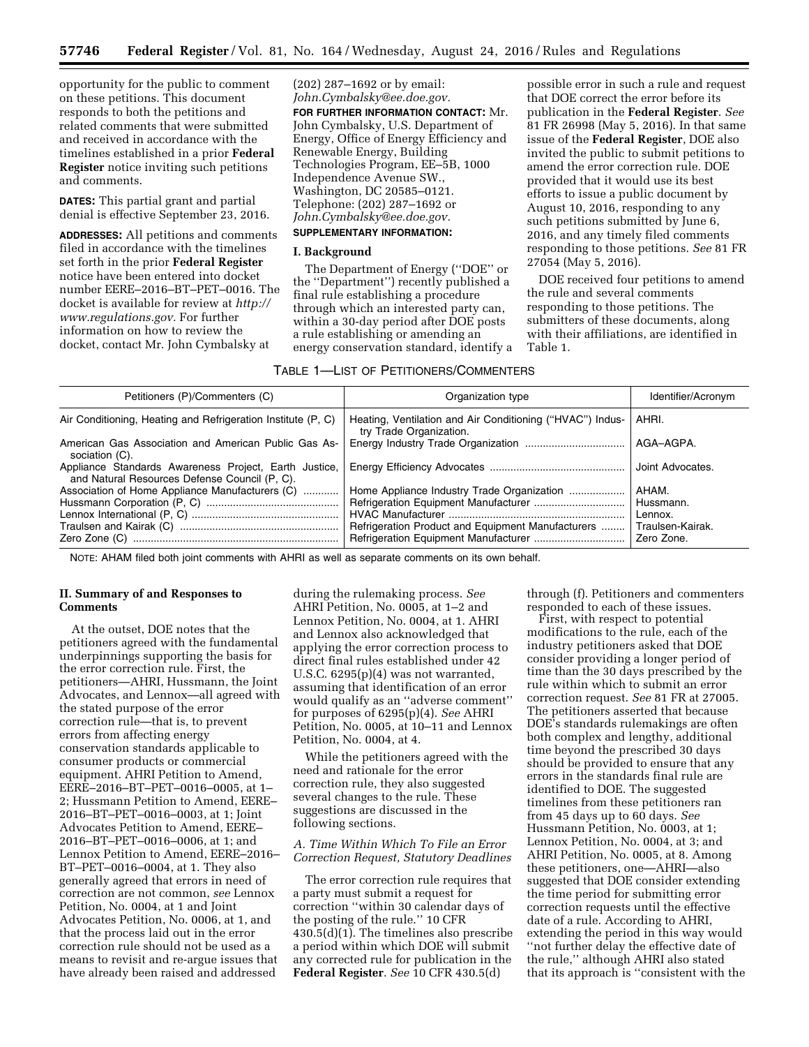opportunity for the public to comment on these petitions. This document responds to both the petitions and related comments that were submitted and received in accordance with the timelines established in a prior **Federal Register** notice inviting such petitions and comments.

**DATES:** This partial grant and partial denial is effective September 23, 2016.

**ADDRESSES:** All petitions and comments filed in accordance with the timelines set forth in the prior **Federal Register** notice have been entered into docket number EERE–2016–BT–PET–0016. The docket is available for review at *http://www.regulations.gov.* For further information on how to review the docket, contact Mr. John Cymbalsky at (202) 287–1692 or by email: *John.Cymbalsky@ee.doe.gov.*

**FOR FURTHER INFORMATION CONTACT:** Mr. John Cymbalsky, U.S. Department of Energy, Office of Energy Efficiency and Renewable Energy, Building Technologies Program, EE–5B, 1000 Independence Avenue SW., Washington, DC 20585–0121. Telephone: (202) 287–1692 or *John.Cymbalsky@ee.doe.gov.*

**SUPPLEMENTARY INFORMATION:**

## I. Background

The Department of Energy (''DOE'' or the ''Department'') recently published a final rule establishing a procedure through which an interested party can, within a 30-day period after DOE posts a rule establishing or amending an energy conservation standard, identify a possible error in such a rule and request that DOE correct the error before its publication in the **Federal Register**. *See* 81 FR 26998 (May 5, 2016). In that same issue of the **Federal Register**, DOE also invited the public to submit petitions to amend the error correction rule. DOE provided that it would use its best efforts to issue a public document by August 10, 2016, responding to any such petitions submitted by June 6, 2016, and any timely filed comments responding to those petitions. *See* 81 FR 27054 (May 5, 2016).

DOE received four petitions to amend the rule and several comments responding to those petitions. The submitters of these documents, along with their affiliations, are identified in Table 1.

TABLE 1—LIST OF PETITIONERS/COMMENTERS

| Petitioners (P)/Commenters (C) | Organization type | Identifier/Acronym |
|---|---|---|
| Air Conditioning, Heating and Refrigeration Institute (P, C) | Heating, Ventilation and Air Conditioning (''HVAC'') Industry Trade Organization. | AHRI. |
| American Gas Association and American Public Gas Association (C). | Energy Industry Trade Organization | AGA–AGPA. |
| Appliance Standards Awareness Project, Earth Justice, and Natural Resources Defense Council (P, C). | Energy Efficiency Advocates | Joint Advocates. |
| Association of Home Appliance Manufacturers (C) | Home Appliance Industry Trade Organization | AHAM. |
| Hussmann Corporation (P, C) | Refrigeration Equipment Manufacturer | Hussmann. |
| Lennox International (P, C) | HVAC Manufacturer | Lennox. |
| Traulsen and Kairak (C) | Refrigeration Product and Equipment Manufacturers | Traulsen-Kairak. |
| Zero Zone (C) | Refrigeration Equipment Manufacturer | Zero Zone. |

NOTE: AHAM filed both joint comments with AHRI as well as separate comments on its own behalf.

## II. Summary of and Responses to Comments

At the outset, DOE notes that the petitioners agreed with the fundamental underpinnings supporting the basis for the error correction rule. First, the petitioners—AHRI, Hussmann, the Joint Advocates, and Lennox—all agreed with the stated purpose of the error correction rule—that is, to prevent errors from affecting energy conservation standards applicable to consumer products or commercial equipment. AHRI Petition to Amend, EERE–2016–BT–PET–0016–0005, at 1–2; Hussmann Petition to Amend, EERE–2016–BT–PET–0016–0003, at 1; Joint Advocates Petition to Amend, EERE–2016–BT–PET–0016–0006, at 1; and Lennox Petition to Amend, EERE–2016–BT–PET–0016–0004, at 1. They also generally agreed that errors in need of correction are not common, *see* Lennox Petition, No. 0004, at 1 and Joint Advocates Petition, No. 0006, at 1, and that the process laid out in the error correction rule should not be used as a means to revisit and re-argue issues that have already been raised and addressed during the rulemaking process. *See* AHRI Petition, No. 0005, at 1–2 and Lennox Petition, No. 0004, at 1. AHRI and Lennox also acknowledged that applying the error correction process to direct final rules established under 42 U.S.C. 6295(p)(4) was not warranted, assuming that identification of an error would qualify as an ''adverse comment'' for purposes of 6295(p)(4). *See* AHRI Petition, No. 0005, at 10–11 and Lennox Petition, No. 0004, at 4.

While the petitioners agreed with the need and rationale for the error correction rule, they also suggested several changes to the rule. These suggestions are discussed in the following sections.

### A. Time Within Which To File an Error Correction Request, Statutory Deadlines

The error correction rule requires that a party must submit a request for correction ''within 30 calendar days of the posting of the rule.'' 10 CFR 430.5(d)(1). The timelines also prescribe a period within which DOE will submit any corrected rule for publication in the **Federal Register**. *See* 10 CFR 430.5(d) through (f). Petitioners and commenters responded to each of these issues.

First, with respect to potential modifications to the rule, each of the industry petitioners asked that DOE consider providing a longer period of time than the 30 days prescribed by the rule within which to submit an error correction request. *See* 81 FR at 27005. The petitioners asserted that because DOE's standards rulemakings are often both complex and lengthy, additional time beyond the prescribed 30 days should be provided to ensure that any errors in the standards final rule are identified to DOE. The suggested timelines from these petitioners ran from 45 days up to 60 days. *See* Hussmann Petition, No. 0003, at 1; Lennox Petition, No. 0004, at 3; and AHRI Petition, No. 0005, at 8. Among these petitioners, one—AHRI—also suggested that DOE consider extending the time period for submitting error correction requests until the effective date of a rule. According to AHRI, extending the period in this way would ''not further delay the effective date of the rule,'' although AHRI also stated that its approach is ''consistent with the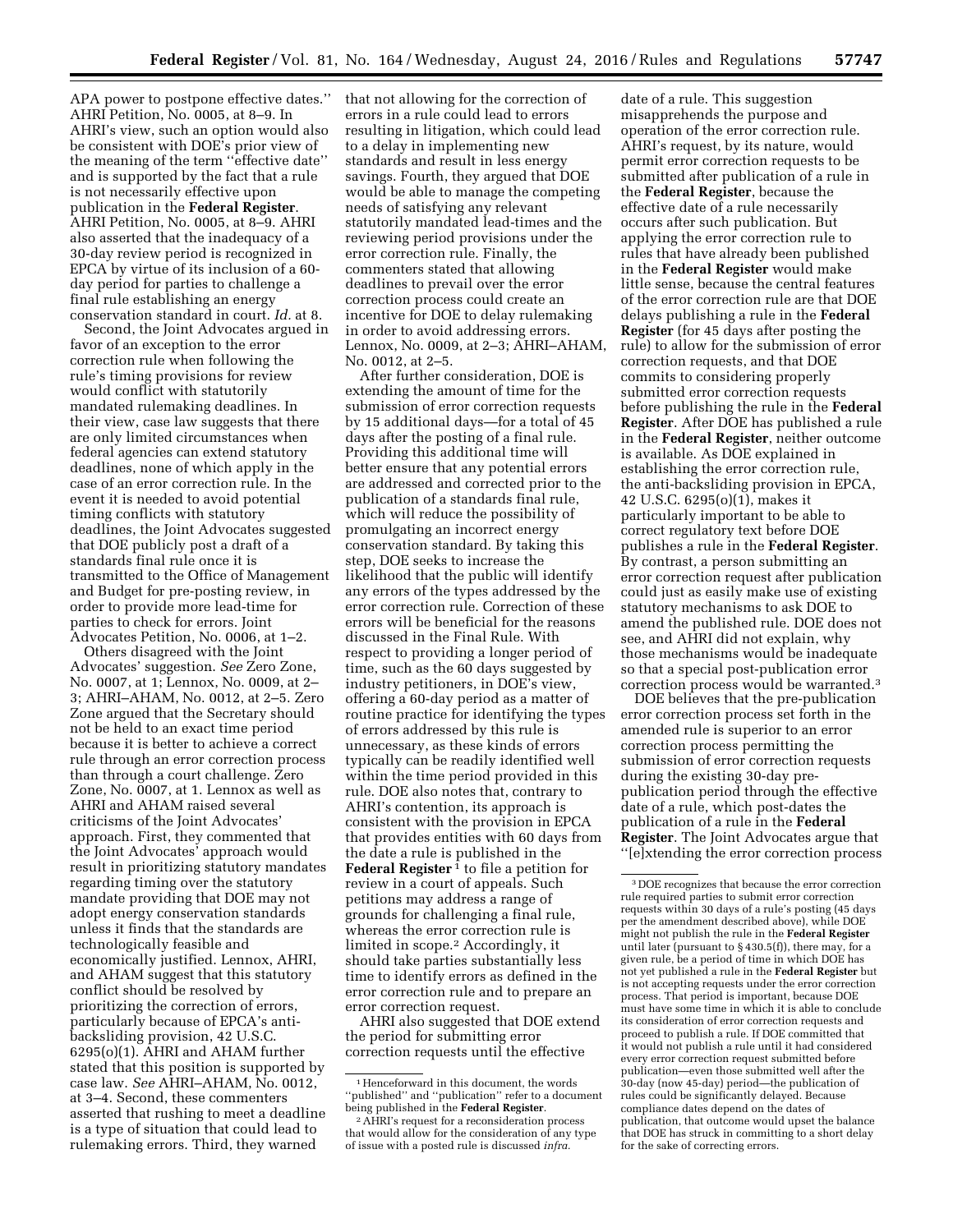APA power to postpone effective dates.'' AHRI Petition, No. 0005, at 8–9. In AHRI's view, such an option would also be consistent with DOE's prior view of the meaning of the term ''effective date'' and is supported by the fact that a rule is not necessarily effective upon publication in the **Federal Register**. AHRI Petition, No. 0005, at 8–9. AHRI also asserted that the inadequacy of a 30-day review period is recognized in EPCA by virtue of its inclusion of a 60-day period for parties to challenge a final rule establishing an energy conservation standard in court. *Id.* at 8.

Second, the Joint Advocates argued in favor of an exception to the error correction rule when following the rule's timing provisions for review would conflict with statutorily mandated rulemaking deadlines. In their view, case law suggests that there are only limited circumstances when federal agencies can extend statutory deadlines, none of which apply in the case of an error correction rule. In the event it is needed to avoid potential timing conflicts with statutory deadlines, the Joint Advocates suggested that DOE publicly post a draft of a standards final rule once it is transmitted to the Office of Management and Budget for pre-posting review, in order to provide more lead-time for parties to check for errors. Joint Advocates Petition, No. 0006, at 1–2.

Others disagreed with the Joint Advocates' suggestion. *See* Zero Zone, No. 0007, at 1; Lennox, No. 0009, at 2–3; AHRI–AHAM, No. 0012, at 2–5. Zero Zone argued that the Secretary should not be held to an exact time period because it is better to achieve a correct rule through an error correction process than through a court challenge. Zero Zone, No. 0007, at 1. Lennox as well as AHRI and AHAM raised several criticisms of the Joint Advocates' approach. First, they commented that the Joint Advocates' approach would result in prioritizing statutory mandates regarding timing over the statutory mandate providing that DOE may not adopt energy conservation standards unless it finds that the standards are technologically feasible and economically justified. Lennox, AHRI, and AHAM suggest that this statutory conflict should be resolved by prioritizing the correction of errors, particularly because of EPCA's anti-backsliding provision, 42 U.S.C. 6295(o)(1). AHRI and AHAM further stated that this position is supported by case law. *See* AHRI–AHAM, No. 0012, at 3–4. Second, these commenters asserted that rushing to meet a deadline is a type of situation that could lead to rulemaking errors. Third, they warned that not allowing for the correction of errors in a rule could lead to errors resulting in litigation, which could lead to a delay in implementing new standards and result in less energy savings. Fourth, they argued that DOE would be able to manage the competing needs of satisfying any relevant statutorily mandated lead-times and the reviewing period provisions under the error correction rule. Finally, the commenters stated that allowing deadlines to prevail over the error correction process could create an incentive for DOE to delay rulemaking in order to avoid addressing errors. Lennox, No. 0009, at 2–3; AHRI–AHAM, No. 0012, at 2–5.

After further consideration, DOE is extending the amount of time for the submission of error correction requests by 15 additional days—for a total of 45 days after the posting of a final rule. Providing this additional time will better ensure that any potential errors are addressed and corrected prior to the publication of a standards final rule, which will reduce the possibility of promulgating an incorrect energy conservation standard. By taking this step, DOE seeks to increase the likelihood that the public will identify any errors of the types addressed by the error correction rule. Correction of these errors will be beneficial for the reasons discussed in the Final Rule. With respect to providing a longer period of time, such as the 60 days suggested by industry petitioners, in DOE's view, offering a 60-day period as a matter of routine practice for identifying the types of errors addressed by this rule is unnecessary, as these kinds of errors typically can be readily identified well within the time period provided in this rule. DOE also notes that, contrary to AHRI's contention, its approach is consistent with the provision in EPCA that provides entities with 60 days from the date a rule is published in the **Federal Register**[1] to file a petition for review in a court of appeals. Such petitions may address a range of grounds for challenging a final rule, whereas the error correction rule is limited in scope.[2] Accordingly, it should take parties substantially less time to identify errors as defined in the error correction rule and to prepare an error correction request.

AHRI also suggested that DOE extend the period for submitting error correction requests until the effective date of a rule. This suggestion misapprehends the purpose and operation of the error correction rule. AHRI's request, by its nature, would permit error correction requests to be submitted after publication of a rule in the **Federal Register**, because the effective date of a rule necessarily occurs after such publication. But applying the error correction rule to rules that have already been published in the **Federal Register** would make little sense, because the central features of the error correction rule are that DOE delays publishing a rule in the **Federal Register** (for 45 days after posting the rule) to allow for the submission of error correction requests, and that DOE commits to considering properly submitted error correction requests before publishing the rule in the **Federal Register**. After DOE has published a rule in the **Federal Register**, neither outcome is available. As DOE explained in establishing the error correction rule, the anti-backsliding provision in EPCA, 42 U.S.C. 6295(o)(1), makes it particularly important to be able to correct regulatory text before DOE publishes a rule in the **Federal Register**. By contrast, a person submitting an error correction request after publication could just as easily make use of existing statutory mechanisms to ask DOE to amend the published rule. DOE does not see, and AHRI did not explain, why those mechanisms would be inadequate so that a special post-publication error correction process would be warranted.[3]

DOE believes that the pre-publication error correction process set forth in the amended rule is superior to an error correction process permitting the submission of error correction requests during the existing 30-day pre-publication period through the effective date of a rule, which post-dates the publication of a rule in the **Federal Register**. The Joint Advocates argue that ''[e]xtending the error correction process

---

[1] Henceforward in this document, the words ''published'' and ''publication'' refer to a document being published in the **Federal Register**.

[2] AHRI's request for a reconsideration process that would allow for the consideration of any type of issue with a posted rule is discussed *infra.*

[3] DOE recognizes that because the error correction rule required parties to submit error correction requests within 30 days of a rule's posting (45 days per the amendment described above), while DOE might not publish the rule in the **Federal Register** until later (pursuant to § 430.5(f)), there may, for a given rule, be a period of time in which DOE has not yet published a rule in the **Federal Register** but is not accepting requests under the error correction process. That period is important, because DOE must have some time in which it is able to conclude its consideration of error correction requests and proceed to publish a rule. If DOE committed that it would not publish a rule until it had considered every error correction request submitted before publication—even those submitted well after the 30-day (now 45-day) period—the publication of rules could be significantly delayed. Because compliance dates depend on the dates of publication, that outcome would upset the balance that DOE has struck in committing to a short delay for the sake of correcting errors.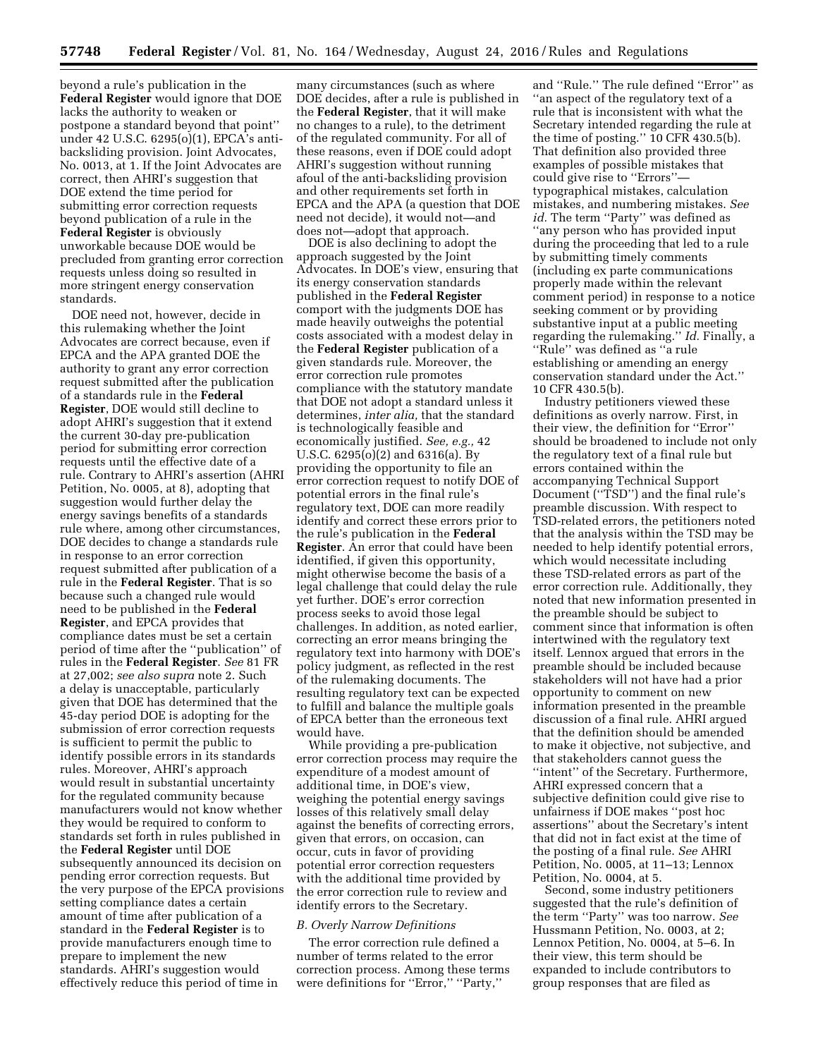beyond a rule's publication in the **Federal Register** would ignore that DOE lacks the authority to weaken or postpone a standard beyond that point'' under 42 U.S.C. 6295(o)(1), EPCA's anti-backsliding provision. Joint Advocates, No. 0013, at 1. If the Joint Advocates are correct, then AHRI's suggestion that DOE extend the time period for submitting error correction requests beyond publication of a rule in the **Federal Register** is obviously unworkable because DOE would be precluded from granting error correction requests unless doing so resulted in more stringent energy conservation standards.

DOE need not, however, decide in this rulemaking whether the Joint Advocates are correct because, even if EPCA and the APA granted DOE the authority to grant any error correction request submitted after the publication of a standards rule in the **Federal Register**, DOE would still decline to adopt AHRI's suggestion that it extend the current 30-day pre-publication period for submitting error correction requests until the effective date of a rule. Contrary to AHRI's assertion (AHRI Petition, No. 0005, at 8), adopting that suggestion would further delay the energy savings benefits of a standards rule where, among other circumstances, DOE decides to change a standards rule in response to an error correction request submitted after publication of a rule in the **Federal Register**. That is so because such a changed rule would need to be published in the **Federal Register**, and EPCA provides that compliance dates must be set a certain period of time after the ''publication'' of rules in the **Federal Register**. *See* 81 FR at 27,002; *see also supra* note 2. Such a delay is unacceptable, particularly given that DOE has determined that the 45-day period DOE is adopting for the submission of error correction requests is sufficient to permit the public to identify possible errors in its standards rules. Moreover, AHRI's approach would result in substantial uncertainty for the regulated community because manufacturers would not know whether they would be required to conform to standards set forth in rules published in the **Federal Register** until DOE subsequently announced its decision on pending error correction requests. But the very purpose of the EPCA provisions setting compliance dates a certain amount of time after publication of a standard in the **Federal Register** is to provide manufacturers enough time to prepare to implement the new standards. AHRI's suggestion would effectively reduce this period of time in many circumstances (such as where DOE decides, after a rule is published in the **Federal Register**, that it will make no changes to a rule), to the detriment of the regulated community. For all of these reasons, even if DOE could adopt AHRI's suggestion without running afoul of the anti-backsliding provision and other requirements set forth in EPCA and the APA (a question that DOE need not decide), it would not—and does not—adopt that approach.

DOE is also declining to adopt the approach suggested by the Joint Advocates. In DOE's view, ensuring that its energy conservation standards published in the **Federal Register** comport with the judgments DOE has made heavily outweighs the potential costs associated with a modest delay in the **Federal Register** publication of a given standards rule. Moreover, the error correction rule promotes compliance with the statutory mandate that DOE not adopt a standard unless it determines, *inter alia,* that the standard is technologically feasible and economically justified. *See, e.g.,* 42 U.S.C. 6295(o)(2) and 6316(a). By providing the opportunity to file an error correction request to notify DOE of potential errors in the final rule's regulatory text, DOE can more readily identify and correct these errors prior to the rule's publication in the **Federal Register**. An error that could have been identified, if given this opportunity, might otherwise become the basis of a legal challenge that could delay the rule yet further. DOE's error correction process seeks to avoid those legal challenges. In addition, as noted earlier, correcting an error means bringing the regulatory text into harmony with DOE's policy judgment, as reflected in the rest of the rulemaking documents. The resulting regulatory text can be expected to fulfill and balance the multiple goals of EPCA better than the erroneous text would have.

While providing a pre-publication error correction process may require the expenditure of a modest amount of additional time, in DOE's view, weighing the potential energy savings losses of this relatively small delay against the benefits of correcting errors, given that errors, on occasion, can occur, cuts in favor of providing potential error correction requesters with the additional time provided by the error correction rule to review and identify errors to the Secretary.

### *B. Overly Narrow Definitions*

The error correction rule defined a number of terms related to the error correction process. Among these terms were definitions for ''Error,'' ''Party,'' and ''Rule.'' The rule defined ''Error'' as ''an aspect of the regulatory text of a rule that is inconsistent with what the Secretary intended regarding the rule at the time of posting.'' 10 CFR 430.5(b). That definition also provided three examples of possible mistakes that could give rise to ''Errors''—typographical mistakes, calculation mistakes, and numbering mistakes. *See id.* The term ''Party'' was defined as ''any person who has provided input during the proceeding that led to a rule by submitting timely comments (including ex parte communications properly made within the relevant comment period) in response to a notice seeking comment or by providing substantive input at a public meeting regarding the rulemaking.'' *Id.* Finally, a ''Rule'' was defined as ''a rule establishing or amending an energy conservation standard under the Act.'' 10 CFR 430.5(b).

Industry petitioners viewed these definitions as overly narrow. First, in their view, the definition for ''Error'' should be broadened to include not only the regulatory text of a final rule but errors contained within the accompanying Technical Support Document (''TSD'') and the final rule's preamble discussion. With respect to TSD-related errors, the petitioners noted that the analysis within the TSD may be needed to help identify potential errors, which would necessitate including these TSD-related errors as part of the error correction rule. Additionally, they noted that new information presented in the preamble should be subject to comment since that information is often intertwined with the regulatory text itself. Lennox argued that errors in the preamble should be included because stakeholders will not have had a prior opportunity to comment on new information presented in the preamble discussion of a final rule. AHRI argued that the definition should be amended to make it objective, not subjective, and that stakeholders cannot guess the ''intent'' of the Secretary. Furthermore, AHRI expressed concern that a subjective definition could give rise to unfairness if DOE makes ''post hoc assertions'' about the Secretary's intent that did not in fact exist at the time of the posting of a final rule. *See* AHRI Petition, No. 0005, at 11–13; Lennox Petition, No. 0004, at 5.

Second, some industry petitioners suggested that the rule's definition of the term ''Party'' was too narrow. *See* Hussmann Petition, No. 0003, at 2; Lennox Petition, No. 0004, at 5–6. In their view, this term should be expanded to include contributors to group responses that are filed as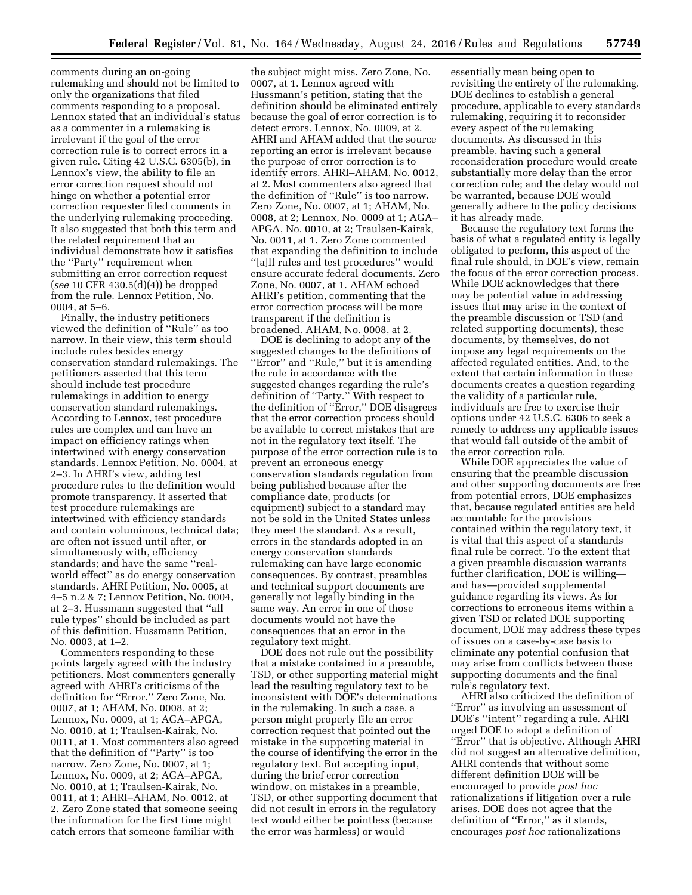comments during an on-going rulemaking and should not be limited to only the organizations that filed comments responding to a proposal. Lennox stated that an individual's status as a commenter in a rulemaking is irrelevant if the goal of the error correction rule is to correct errors in a given rule. Citing 42 U.S.C. 6305(b), in Lennox's view, the ability to file an error correction request should not hinge on whether a potential error correction requester filed comments in the underlying rulemaking proceeding. It also suggested that both this term and the related requirement that an individual demonstrate how it satisfies the ''Party'' requirement when submitting an error correction request (*see* 10 CFR 430.5(d)(4)) be dropped from the rule. Lennox Petition, No. 0004, at 5–6.

Finally, the industry petitioners viewed the definition of ''Rule'' as too narrow. In their view, this term should include rules besides energy conservation standard rulemakings. The petitioners asserted that this term should include test procedure rulemakings in addition to energy conservation standard rulemakings. According to Lennox, test procedure rules are complex and can have an impact on efficiency ratings when intertwined with energy conservation standards. Lennox Petition, No. 0004, at 2–3. In AHRI's view, adding test procedure rules to the definition would promote transparency. It asserted that test procedure rulemakings are intertwined with efficiency standards and contain voluminous, technical data; are often not issued until after, or simultaneously with, efficiency standards; and have the same ''real-world effect'' as do energy conservation standards. AHRI Petition, No. 0005, at 4–5 n.2 & 7; Lennox Petition, No. 0004, at 2–3. Hussmann suggested that ''all rule types'' should be included as part of this definition. Hussmann Petition, No. 0003, at 1–2.

Commenters responding to these points largely agreed with the industry petitioners. Most commenters generally agreed with AHRI's criticisms of the definition for ''Error.'' Zero Zone, No. 0007, at 1; AHAM, No. 0008, at 2; Lennox, No. 0009, at 2; AGA–APGA, No. 0010, at 1; Traulsen-Kairak, No. 0011, at 1. Most commenters also agreed that the definition of ''Party'' is too narrow. Zero Zone, No. 0007, at 1; Lennox, No. 0009, at 2; AGA–APGA, No. 0010, at 1; Traulsen-Kairak, No. 0011, at 1; AHRI–AHAM, No. 0012, at 2. Zero Zone stated that someone seeing the information for the first time might catch errors that someone familiar with the subject might miss. Zero Zone, No. 0007, at 1. Lennox agreed with Hussmann's petition, stating that the definition should be eliminated entirely because the goal of error correction is to detect errors. Lennox, No. 0009, at 2. AHRI and AHAM added that the source reporting an error is irrelevant because the purpose of error correction is to identify errors. AHRI–AHAM, No. 0012, at 2. Most commenters also agreed that the definition of ''Rule'' is too narrow. Zero Zone, No. 0007, at 1; AHAM, No. 0008, at 2; Lennox, No. 0009 at 1; AGA–APGA, No. 0010, at 2; Traulsen-Kairak, No. 0011, at 1. Zero Zone commented that expanding the definition to include ''[a]ll rules and test procedures'' would ensure accurate federal documents. Zero Zone, No. 0007, at 1. AHAM echoed AHRI's petition, commenting that the error correction process will be more transparent if the definition is broadened. AHAM, No. 0008, at 2.

DOE is declining to adopt any of the suggested changes to the definitions of ''Error'' and ''Rule,'' but it is amending the rule in accordance with the suggested changes regarding the rule's definition of ''Party.'' With respect to the definition of ''Error,'' DOE disagrees that the error correction process should be available to correct mistakes that are not in the regulatory text itself. The purpose of the error correction rule is to prevent an erroneous energy conservation standards regulation from being published because after the compliance date, products (or equipment) subject to a standard may not be sold in the United States unless they meet the standard. As a result, errors in the standards adopted in an energy conservation standards rulemaking can have large economic consequences. By contrast, preambles and technical support documents are generally not legally binding in the same way. An error in one of those documents would not have the consequences that an error in the regulatory text might.

DOE does not rule out the possibility that a mistake contained in a preamble, TSD, or other supporting material might lead the resulting regulatory text to be inconsistent with DOE's determinations in the rulemaking. In such a case, a person might properly file an error correction request that pointed out the mistake in the supporting material in the course of identifying the error in the regulatory text. But accepting input, during the brief error correction window, on mistakes in a preamble, TSD, or other supporting document that did not result in errors in the regulatory text would either be pointless (because the error was harmless) or would essentially mean being open to revisiting the entirety of the rulemaking. DOE declines to establish a general procedure, applicable to every standards rulemaking, requiring it to reconsider every aspect of the rulemaking documents. As discussed in this preamble, having such a general reconsideration procedure would create substantially more delay than the error correction rule; and the delay would not be warranted, because DOE would generally adhere to the policy decisions it has already made.

Because the regulatory text forms the basis of what a regulated entity is legally obligated to perform, this aspect of the final rule should, in DOE's view, remain the focus of the error correction process. While DOE acknowledges that there may be potential value in addressing issues that may arise in the context of the preamble discussion or TSD (and related supporting documents), these documents, by themselves, do not impose any legal requirements on the affected regulated entities. And, to the extent that certain information in these documents creates a question regarding the validity of a particular rule, individuals are free to exercise their options under 42 U.S.C. 6306 to seek a remedy to address any applicable issues that would fall outside of the ambit of the error correction rule.

While DOE appreciates the value of ensuring that the preamble discussion and other supporting documents are free from potential errors, DOE emphasizes that, because regulated entities are held accountable for the provisions contained within the regulatory text, it is vital that this aspect of a standards final rule be correct. To the extent that a given preamble discussion warrants further clarification, DOE is willing—and has—provided supplemental guidance regarding its views. As for corrections to erroneous items within a given TSD or related DOE supporting document, DOE may address these types of issues on a case-by-case basis to eliminate any potential confusion that may arise from conflicts between those supporting documents and the final rule's regulatory text.

AHRI also criticized the definition of ''Error'' as involving an assessment of DOE's ''intent'' regarding a rule. AHRI urged DOE to adopt a definition of ''Error'' that is objective. Although AHRI did not suggest an alternative definition, AHRI contends that without some different definition DOE will be encouraged to provide *post hoc* rationalizations if litigation over a rule arises. DOE does not agree that the definition of ''Error,'' as it stands, encourages *post hoc* rationalizations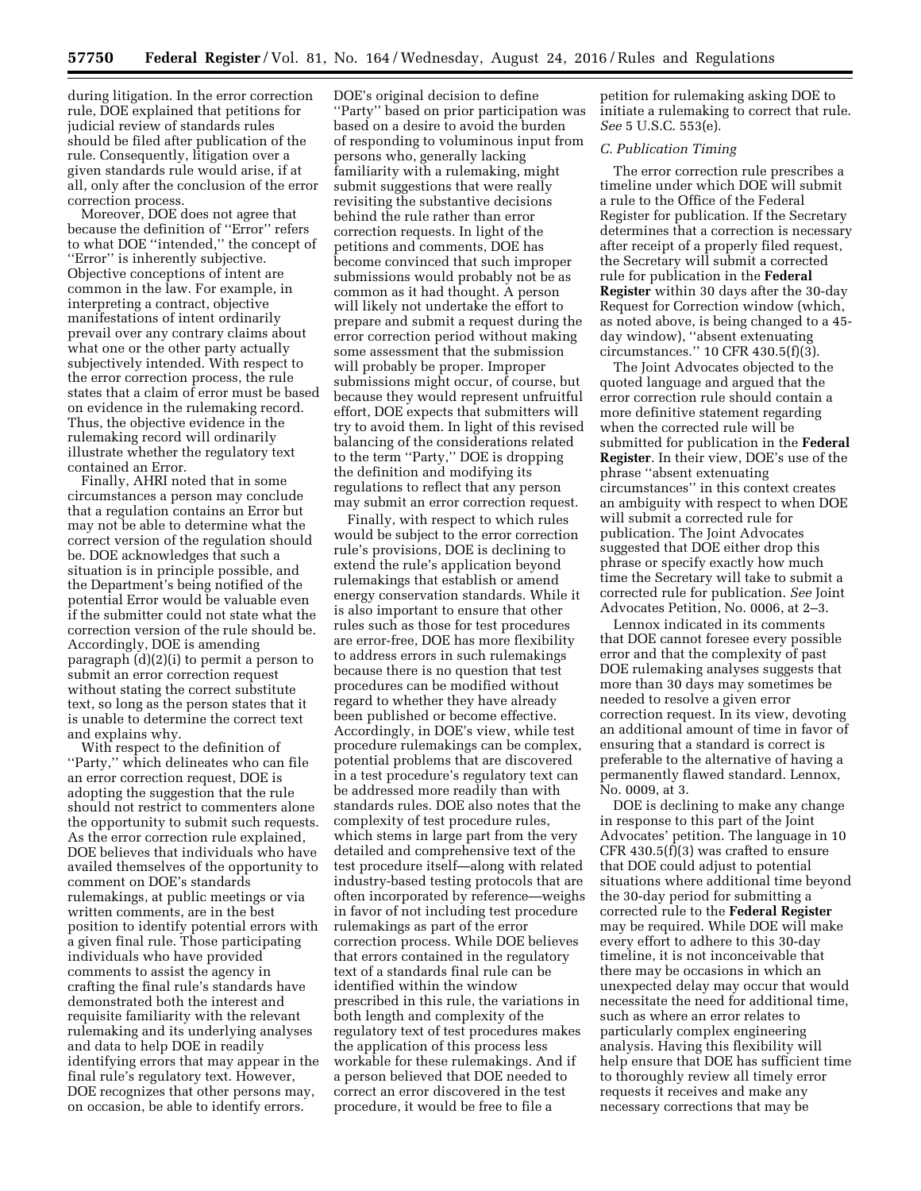during litigation. In the error correction rule, DOE explained that petitions for judicial review of standards rules should be filed after publication of the rule. Consequently, litigation over a given standards rule would arise, if at all, only after the conclusion of the error correction process.

Moreover, DOE does not agree that because the definition of ''Error'' refers to what DOE ''intended,'' the concept of ''Error'' is inherently subjective. Objective conceptions of intent are common in the law. For example, in interpreting a contract, objective manifestations of intent ordinarily prevail over any contrary claims about what one or the other party actually subjectively intended. With respect to the error correction process, the rule states that a claim of error must be based on evidence in the rulemaking record. Thus, the objective evidence in the rulemaking record will ordinarily illustrate whether the regulatory text contained an Error.

Finally, AHRI noted that in some circumstances a person may conclude that a regulation contains an Error but may not be able to determine what the correct version of the regulation should be. DOE acknowledges that such a situation is in principle possible, and the Department's being notified of the potential Error would be valuable even if the submitter could not state what the correction version of the rule should be. Accordingly, DOE is amending paragraph (d)(2)(i) to permit a person to submit an error correction request without stating the correct substitute text, so long as the person states that it is unable to determine the correct text and explains why.

With respect to the definition of ''Party,'' which delineates who can file an error correction request, DOE is adopting the suggestion that the rule should not restrict to commenters alone the opportunity to submit such requests. As the error correction rule explained, DOE believes that individuals who have availed themselves of the opportunity to comment on DOE's standards rulemakings, at public meetings or via written comments, are in the best position to identify potential errors with a given final rule. Those participating individuals who have provided comments to assist the agency in crafting the final rule's standards have demonstrated both the interest and requisite familiarity with the relevant rulemaking and its underlying analyses and data to help DOE in readily identifying errors that may appear in the final rule's regulatory text. However, DOE recognizes that other persons may, on occasion, be able to identify errors. DOE's original decision to define ''Party'' based on prior participation was based on a desire to avoid the burden of responding to voluminous input from persons who, generally lacking familiarity with a rulemaking, might submit suggestions that were really revisiting the substantive decisions behind the rule rather than error correction requests. In light of the petitions and comments, DOE has become convinced that such improper submissions would probably not be as common as it had thought. A person will likely not undertake the effort to prepare and submit a request during the error correction period without making some assessment that the submission will probably be proper. Improper submissions might occur, of course, but because they would represent unfruitful effort, DOE expects that submitters will try to avoid them. In light of this revised balancing of the considerations related to the term ''Party,'' DOE is dropping the definition and modifying its regulations to reflect that any person may submit an error correction request.

Finally, with respect to which rules would be subject to the error correction rule's provisions, DOE is declining to extend the rule's application beyond rulemakings that establish or amend energy conservation standards. While it is also important to ensure that other rules such as those for test procedures are error-free, DOE has more flexibility to address errors in such rulemakings because there is no question that test procedures can be modified without regard to whether they have already been published or become effective. Accordingly, in DOE's view, while test procedure rulemakings can be complex, potential problems that are discovered in a test procedure's regulatory text can be addressed more readily than with standards rules. DOE also notes that the complexity of test procedure rules, which stems in large part from the very detailed and comprehensive text of the test procedure itself—along with related industry-based testing protocols that are often incorporated by reference—weighs in favor of not including test procedure rulemakings as part of the error correction process. While DOE believes that errors contained in the regulatory text of a standards final rule can be identified within the window prescribed in this rule, the variations in both length and complexity of the regulatory text of test procedures makes the application of this process less workable for these rulemakings. And if a person believed that DOE needed to correct an error discovered in the test procedure, it would be free to file a petition for rulemaking asking DOE to initiate a rulemaking to correct that rule. *See* 5 U.S.C. 553(e).

### *C. Publication Timing*

The error correction rule prescribes a timeline under which DOE will submit a rule to the Office of the Federal Register for publication. If the Secretary determines that a correction is necessary after receipt of a properly filed request, the Secretary will submit a corrected rule for publication in the **Federal Register** within 30 days after the 30-day Request for Correction window (which, as noted above, is being changed to a 45-day window), ''absent extenuating circumstances.'' 10 CFR 430.5(f)(3).

The Joint Advocates objected to the quoted language and argued that the error correction rule should contain a more definitive statement regarding when the corrected rule will be submitted for publication in the **Federal Register**. In their view, DOE's use of the phrase ''absent extenuating circumstances'' in this context creates an ambiguity with respect to when DOE will submit a corrected rule for publication. The Joint Advocates suggested that DOE either drop this phrase or specify exactly how much time the Secretary will take to submit a corrected rule for publication. *See* Joint Advocates Petition, No. 0006, at 2–3.

Lennox indicated in its comments that DOE cannot foresee every possible error and that the complexity of past DOE rulemaking analyses suggests that more than 30 days may sometimes be needed to resolve a given error correction request. In its view, devoting an additional amount of time in favor of ensuring that a standard is correct is preferable to the alternative of having a permanently flawed standard. Lennox, No. 0009, at 3.

DOE is declining to make any change in response to this part of the Joint Advocates' petition. The language in 10 CFR 430.5(f)(3) was crafted to ensure that DOE could adjust to potential situations where additional time beyond the 30-day period for submitting a corrected rule to the **Federal Register** may be required. While DOE will make every effort to adhere to this 30-day timeline, it is not inconceivable that there may be occasions in which an unexpected delay may occur that would necessitate the need for additional time, such as where an error relates to particularly complex engineering analysis. Having this flexibility will help ensure that DOE has sufficient time to thoroughly review all timely error requests it receives and make any necessary corrections that may be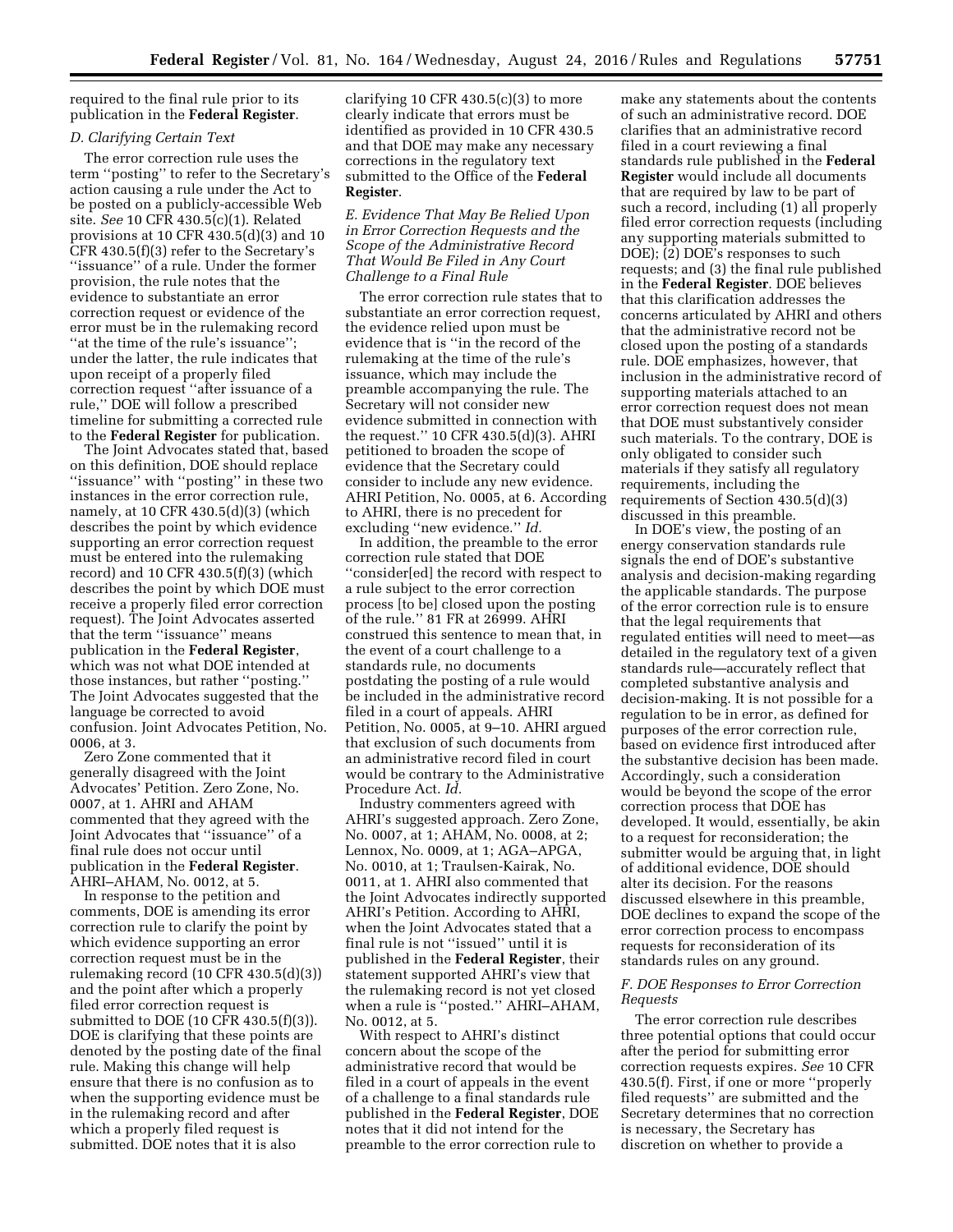required to the final rule prior to its publication in the **Federal Register**.

*D. Clarifying Certain Text*

The error correction rule uses the term ''posting'' to refer to the Secretary's action causing a rule under the Act to be posted on a publicly-accessible Web site. *See* 10 CFR 430.5(c)(1). Related provisions at 10 CFR 430.5(d)(3) and 10 CFR 430.5(f)(3) refer to the Secretary's ''issuance'' of a rule. Under the former provision, the rule notes that the evidence to substantiate an error correction request or evidence of the error must be in the rulemaking record ''at the time of the rule's issuance''; under the latter, the rule indicates that upon receipt of a properly filed correction request ''after issuance of a rule,'' DOE will follow a prescribed timeline for submitting a corrected rule to the **Federal Register** for publication.

The Joint Advocates stated that, based on this definition, DOE should replace ''issuance'' with ''posting'' in these two instances in the error correction rule, namely, at 10 CFR 430.5(d)(3) (which describes the point by which evidence supporting an error correction request must be entered into the rulemaking record) and 10 CFR 430.5(f)(3) (which describes the point by which DOE must receive a properly filed error correction request). The Joint Advocates asserted that the term ''issuance'' means publication in the **Federal Register**, which was not what DOE intended at those instances, but rather ''posting.'' The Joint Advocates suggested that the language be corrected to avoid confusion. Joint Advocates Petition, No. 0006, at 3.

Zero Zone commented that it generally disagreed with the Joint Advocates' Petition. Zero Zone, No. 0007, at 1. AHRI and AHAM commented that they agreed with the Joint Advocates that ''issuance'' of a final rule does not occur until publication in the **Federal Register**. AHRI–AHAM, No. 0012, at 5.

In response to the petition and comments, DOE is amending its error correction rule to clarify the point by which evidence supporting an error correction request must be in the rulemaking record (10 CFR 430.5(d)(3)) and the point after which a properly filed error correction request is submitted to DOE (10 CFR 430.5(f)(3)). DOE is clarifying that these points are denoted by the posting date of the final rule. Making this change will help ensure that there is no confusion as to when the supporting evidence must be in the rulemaking record and after which a properly filed request is submitted. DOE notes that it is also clarifying 10 CFR 430.5(c)(3) to more clearly indicate that errors must be identified as provided in 10 CFR 430.5 and that DOE may make any necessary corrections in the regulatory text submitted to the Office of the **Federal Register**.

*E. Evidence That May Be Relied Upon in Error Correction Requests and the Scope of the Administrative Record That Would Be Filed in Any Court Challenge to a Final Rule*

The error correction rule states that to substantiate an error correction request, the evidence relied upon must be evidence that is ''in the record of the rulemaking at the time of the rule's issuance, which may include the preamble accompanying the rule. The Secretary will not consider new evidence submitted in connection with the request.'' 10 CFR 430.5(d)(3). AHRI petitioned to broaden the scope of evidence that the Secretary could consider to include any new evidence. AHRI Petition, No. 0005, at 6. According to AHRI, there is no precedent for excluding ''new evidence.'' *Id.*

In addition, the preamble to the error correction rule stated that DOE ''consider[ed] the record with respect to a rule subject to the error correction process [to be] closed upon the posting of the rule.'' 81 FR at 26999. AHRI construed this sentence to mean that, in the event of a court challenge to a standards rule, no documents postdating the posting of a rule would be included in the administrative record filed in a court of appeals. AHRI Petition, No. 0005, at 9–10. AHRI argued that exclusion of such documents from an administrative record filed in court would be contrary to the Administrative Procedure Act. *Id.*

Industry commenters agreed with AHRI's suggested approach. Zero Zone, No. 0007, at 1; AHAM, No. 0008, at 2; Lennox, No. 0009, at 1; AGA–APGA, No. 0010, at 1; Traulsen-Kairak, No. 0011, at 1. AHRI also commented that the Joint Advocates indirectly supported AHRI's Petition. According to AHRI, when the Joint Advocates stated that a final rule is not ''issued'' until it is published in the **Federal Register**, their statement supported AHRI's view that the rulemaking record is not yet closed when a rule is ''posted.'' AHRI–AHAM, No. 0012, at 5.

With respect to AHRI's distinct concern about the scope of the administrative record that would be filed in a court of appeals in the event of a challenge to a final standards rule published in the **Federal Register**, DOE notes that it did not intend for the preamble to the error correction rule to make any statements about the contents of such an administrative record. DOE clarifies that an administrative record filed in a court reviewing a final standards rule published in the **Federal Register** would include all documents that are required by law to be part of such a record, including (1) all properly filed error correction requests (including any supporting materials submitted to DOE); (2) DOE's responses to such requests; and (3) the final rule published in the **Federal Register**. DOE believes that this clarification addresses the concerns articulated by AHRI and others that the administrative record not be closed upon the posting of a standards rule. DOE emphasizes, however, that inclusion in the administrative record of supporting materials attached to an error correction request does not mean that DOE must substantively consider such materials. To the contrary, DOE is only obligated to consider such materials if they satisfy all regulatory requirements, including the requirements of Section 430.5(d)(3) discussed in this preamble.

In DOE's view, the posting of an energy conservation standards rule signals the end of DOE's substantive analysis and decision-making regarding the applicable standards. The purpose of the error correction rule is to ensure that the legal requirements that regulated entities will need to meet—as detailed in the regulatory text of a given standards rule—accurately reflect that completed substantive analysis and decision-making. It is not possible for a regulation to be in error, as defined for purposes of the error correction rule, based on evidence first introduced after the substantive decision has been made. Accordingly, such a consideration would be beyond the scope of the error correction process that DOE has developed. It would, essentially, be akin to a request for reconsideration; the submitter would be arguing that, in light of additional evidence, DOE should alter its decision. For the reasons discussed elsewhere in this preamble, DOE declines to expand the scope of the error correction process to encompass requests for reconsideration of its standards rules on any ground.

*F. DOE Responses to Error Correction Requests*

The error correction rule describes three potential options that could occur after the period for submitting error correction requests expires. *See* 10 CFR 430.5(f). First, if one or more ''properly filed requests'' are submitted and the Secretary determines that no correction is necessary, the Secretary has discretion on whether to provide a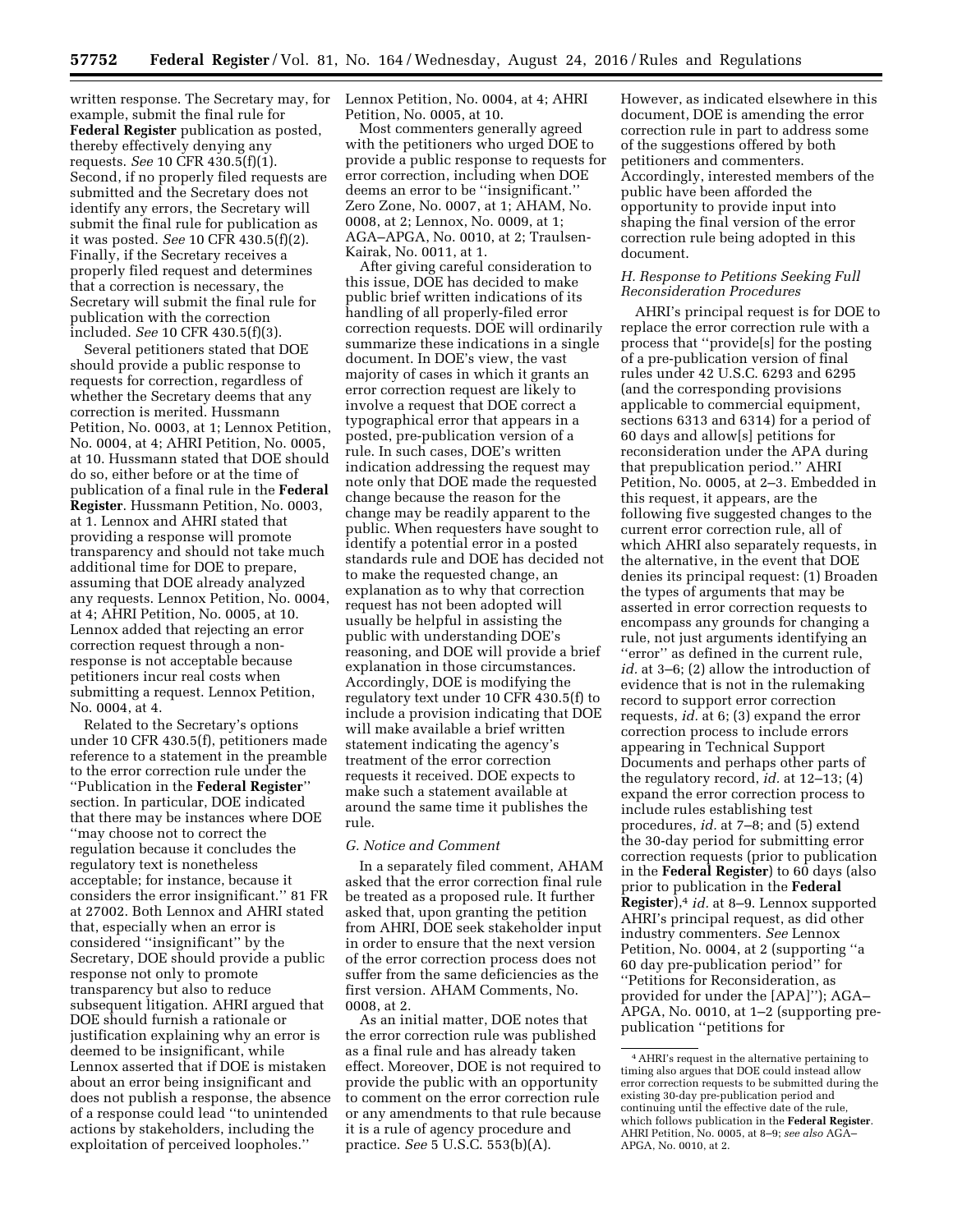written response. The Secretary may, for example, submit the final rule for **Federal Register** publication as posted, thereby effectively denying any requests. *See* 10 CFR 430.5(f)(1). Second, if no properly filed requests are submitted and the Secretary does not identify any errors, the Secretary will submit the final rule for publication as it was posted. *See* 10 CFR 430.5(f)(2). Finally, if the Secretary receives a properly filed request and determines that a correction is necessary, the Secretary will submit the final rule for publication with the correction included. *See* 10 CFR 430.5(f)(3).

Several petitioners stated that DOE should provide a public response to requests for correction, regardless of whether the Secretary deems that any correction is merited. Hussmann Petition, No. 0003, at 1; Lennox Petition, No. 0004, at 4; AHRI Petition, No. 0005, at 10. Hussmann stated that DOE should do so, either before or at the time of publication of a final rule in the **Federal Register**. Hussmann Petition, No. 0003, at 1. Lennox and AHRI stated that providing a response will promote transparency and should not take much additional time for DOE to prepare, assuming that DOE already analyzed any requests. Lennox Petition, No. 0004, at 4; AHRI Petition, No. 0005, at 10. Lennox added that rejecting an error correction request through a non-response is not acceptable because petitioners incur real costs when submitting a request. Lennox Petition, No. 0004, at 4.

Related to the Secretary's options under 10 CFR 430.5(f), petitioners made reference to a statement in the preamble to the error correction rule under the ''Publication in the **Federal Register**'' section. In particular, DOE indicated that there may be instances where DOE ''may choose not to correct the regulation because it concludes the regulatory text is nonetheless acceptable; for instance, because it considers the error insignificant.'' 81 FR at 27002. Both Lennox and AHRI stated that, especially when an error is considered ''insignificant'' by the Secretary, DOE should provide a public response not only to promote transparency but also to reduce subsequent litigation. AHRI argued that DOE should furnish a rationale or justification explaining why an error is deemed to be insignificant, while Lennox asserted that if DOE is mistaken about an error being insignificant and does not publish a response, the absence of a response could lead ''to unintended actions by stakeholders, including the exploitation of perceived loopholes.'' Lennox Petition, No. 0004, at 4; AHRI Petition, No. 0005, at 10.

Most commenters generally agreed with the petitioners who urged DOE to provide a public response to requests for error correction, including when DOE deems an error to be ''insignificant.'' Zero Zone, No. 0007, at 1; AHAM, No. 0008, at 2; Lennox, No. 0009, at 1; AGA–APGA, No. 0010, at 2; Traulsen-Kairak, No. 0011, at 1.

After giving careful consideration to this issue, DOE has decided to make public brief written indications of its handling of all properly-filed error correction requests. DOE will ordinarily summarize these indications in a single document. In DOE's view, the vast majority of cases in which it grants an error correction request are likely to involve a request that DOE correct a typographical error that appears in a posted, pre-publication version of a rule. In such cases, DOE's written indication addressing the request may note only that DOE made the requested change because the reason for the change may be readily apparent to the public. When requesters have sought to identify a potential error in a posted standards rule and DOE has decided not to make the requested change, an explanation as to why that correction request has not been adopted will usually be helpful in assisting the public with understanding DOE's reasoning, and DOE will provide a brief explanation in those circumstances. Accordingly, DOE is modifying the regulatory text under 10 CFR 430.5(f) to include a provision indicating that DOE will make available a brief written statement indicating the agency's treatment of the error correction requests it received. DOE expects to make such a statement available at around the same time it publishes the rule.

### *G. Notice and Comment*

In a separately filed comment, AHAM asked that the error correction final rule be treated as a proposed rule. It further asked that, upon granting the petition from AHRI, DOE seek stakeholder input in order to ensure that the next version of the error correction process does not suffer from the same deficiencies as the first version. AHAM Comments, No. 0008, at 2.

As an initial matter, DOE notes that the error correction rule was published as a final rule and has already taken effect. Moreover, DOE is not required to provide the public with an opportunity to comment on the error correction rule or any amendments to that rule because it is a rule of agency procedure and practice. *See* 5 U.S.C. 553(b)(A). However, as indicated elsewhere in this document, DOE is amending the error correction rule in part to address some of the suggestions offered by both petitioners and commenters. Accordingly, interested members of the public have been afforded the opportunity to provide input into shaping the final version of the error correction rule being adopted in this document.

### *H. Response to Petitions Seeking Full Reconsideration Procedures*

AHRI's principal request is for DOE to replace the error correction rule with a process that ''provide[s] for the posting of a pre-publication version of final rules under 42 U.S.C. 6293 and 6295 (and the corresponding provisions applicable to commercial equipment, sections 6313 and 6314) for a period of 60 days and allow[s] petitions for reconsideration under the APA during that prepublication period.'' AHRI Petition, No. 0005, at 2–3. Embedded in this request, it appears, are the following five suggested changes to the current error correction rule, all of which AHRI also separately requests, in the alternative, in the event that DOE denies its principal request: (1) Broaden the types of arguments that may be asserted in error correction requests to encompass any grounds for changing a rule, not just arguments identifying an ''error'' as defined in the current rule, *id.* at 3–6; (2) allow the introduction of evidence that is not in the rulemaking record to support error correction requests, *id.* at 6; (3) expand the error correction process to include errors appearing in Technical Support Documents and perhaps other parts of the regulatory record, *id.* at 12–13; (4) expand the error correction process to include rules establishing test procedures, *id.* at 7–8; and (5) extend the 30-day period for submitting error correction requests (prior to publication in the **Federal Register**) to 60 days (also prior to publication in the **Federal Register**),[4] *id.* at 8–9. Lennox supported AHRI's principal request, as did other industry commenters. *See* Lennox Petition, No. 0004, at 2 (supporting ''a 60 day pre-publication period'' for ''Petitions for Reconsideration, as provided for under the [APA]''); AGA–APGA, No. 0010, at 1–2 (supporting pre-publication ''petitions for

[4] AHRI's request in the alternative pertaining to timing also argues that DOE could instead allow error correction requests to be submitted during the existing 30-day pre-publication period and continuing until the effective date of the rule, which follows publication in the **Federal Register**. AHRI Petition, No. 0005, at 8–9; *see also* AGA–APGA, No. 0010, at 2.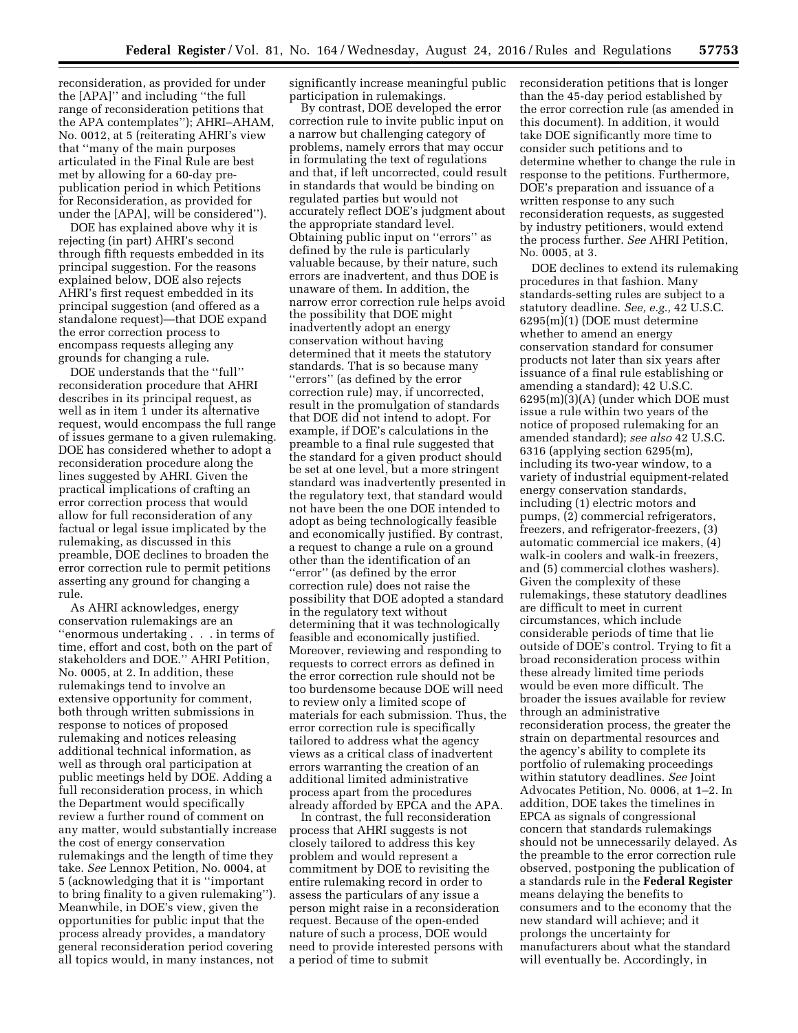reconsideration, as provided for under the [APA]'' and including ''the full range of reconsideration petitions that the APA contemplates''); AHRI–AHAM, No. 0012, at 5 (reiterating AHRI's view that ''many of the main purposes articulated in the Final Rule are best met by allowing for a 60-day pre-publication period in which Petitions for Reconsideration, as provided for under the [APA], will be considered'').

DOE has explained above why it is rejecting (in part) AHRI's second through fifth requests embedded in its principal suggestion. For the reasons explained below, DOE also rejects AHRI's first request embedded in its principal suggestion (and offered as a standalone request)—that DOE expand the error correction process to encompass requests alleging any grounds for changing a rule.

DOE understands that the ''full'' reconsideration procedure that AHRI describes in its principal request, as well as in item 1 under its alternative request, would encompass the full range of issues germane to a given rulemaking. DOE has considered whether to adopt a reconsideration procedure along the lines suggested by AHRI. Given the practical implications of crafting an error correction process that would allow for full reconsideration of any factual or legal issue implicated by the rulemaking, as discussed in this preamble, DOE declines to broaden the error correction rule to permit petitions asserting any ground for changing a rule.

As AHRI acknowledges, energy conservation rulemakings are an ''enormous undertaking . . . in terms of time, effort and cost, both on the part of stakeholders and DOE.'' AHRI Petition, No. 0005, at 2. In addition, these rulemakings tend to involve an extensive opportunity for comment, both through written submissions in response to notices of proposed rulemaking and notices releasing additional technical information, as well as through oral participation at public meetings held by DOE. Adding a full reconsideration process, in which the Department would specifically review a further round of comment on any matter, would substantially increase the cost of energy conservation rulemakings and the length of time they take. *See* Lennox Petition, No. 0004, at 5 (acknowledging that it is ''important to bring finality to a given rulemaking''). Meanwhile, in DOE's view, given the opportunities for public input that the process already provides, a mandatory general reconsideration period covering all topics would, in many instances, not significantly increase meaningful public participation in rulemakings.

By contrast, DOE developed the error correction rule to invite public input on a narrow but challenging category of problems, namely errors that may occur in formulating the text of regulations and that, if left uncorrected, could result in standards that would be binding on regulated parties but would not accurately reflect DOE's judgment about the appropriate standard level. Obtaining public input on ''errors'' as defined by the rule is particularly valuable because, by their nature, such errors are inadvertent, and thus DOE is unaware of them. In addition, the narrow error correction rule helps avoid the possibility that DOE might inadvertently adopt an energy conservation without having determined that it meets the statutory standards. That is so because many ''errors'' (as defined by the error correction rule) may, if uncorrected, result in the promulgation of standards that DOE did not intend to adopt. For example, if DOE's calculations in the preamble to a final rule suggested that the standard for a given product should be set at one level, but a more stringent standard was inadvertently presented in the regulatory text, that standard would not have been the one DOE intended to adopt as being technologically feasible and economically justified. By contrast, a request to change a rule on a ground other than the identification of an ''error'' (as defined by the error correction rule) does not raise the possibility that DOE adopted a standard in the regulatory text without determining that it was technologically feasible and economically justified. Moreover, reviewing and responding to requests to correct errors as defined in the error correction rule should not be too burdensome because DOE will need to review only a limited scope of materials for each submission. Thus, the error correction rule is specifically tailored to address what the agency views as a critical class of inadvertent errors warranting the creation of an additional limited administrative process apart from the procedures already afforded by EPCA and the APA.

In contrast, the full reconsideration process that AHRI suggests is not closely tailored to address this key problem and would represent a commitment by DOE to revisiting the entire rulemaking record in order to assess the particulars of any issue a person might raise in a reconsideration request. Because of the open-ended nature of such a process, DOE would need to provide interested persons with a period of time to submit reconsideration petitions that is longer than the 45-day period established by the error correction rule (as amended in this document). In addition, it would take DOE significantly more time to consider such petitions and to determine whether to change the rule in response to the petitions. Furthermore, DOE's preparation and issuance of a written response to any such reconsideration requests, as suggested by industry petitioners, would extend the process further. *See* AHRI Petition, No. 0005, at 3.

DOE declines to extend its rulemaking procedures in that fashion. Many standards-setting rules are subject to a statutory deadline. *See, e.g.,* 42 U.S.C. 6295(m)(1) (DOE must determine whether to amend an energy conservation standard for consumer products not later than six years after issuance of a final rule establishing or amending a standard); 42 U.S.C. 6295(m)(3)(A) (under which DOE must issue a rule within two years of the notice of proposed rulemaking for an amended standard); *see also* 42 U.S.C. 6316 (applying section 6295(m), including its two-year window, to a variety of industrial equipment-related energy conservation standards, including (1) electric motors and pumps, (2) commercial refrigerators, freezers, and refrigerator-freezers, (3) automatic commercial ice makers, (4) walk-in coolers and walk-in freezers, and (5) commercial clothes washers). Given the complexity of these rulemakings, these statutory deadlines are difficult to meet in current circumstances, which include considerable periods of time that lie outside of DOE's control. Trying to fit a broad reconsideration process within these already limited time periods would be even more difficult. The broader the issues available for review through an administrative reconsideration process, the greater the strain on departmental resources and the agency's ability to complete its portfolio of rulemaking proceedings within statutory deadlines. *See* Joint Advocates Petition, No. 0006, at 1–2. In addition, DOE takes the timelines in EPCA as signals of congressional concern that standards rulemakings should not be unnecessarily delayed. As the preamble to the error correction rule observed, postponing the publication of a standards rule in the **Federal Register** means delaying the benefits to consumers and to the economy that the new standard will achieve; and it prolongs the uncertainty for manufacturers about what the standard will eventually be. Accordingly, in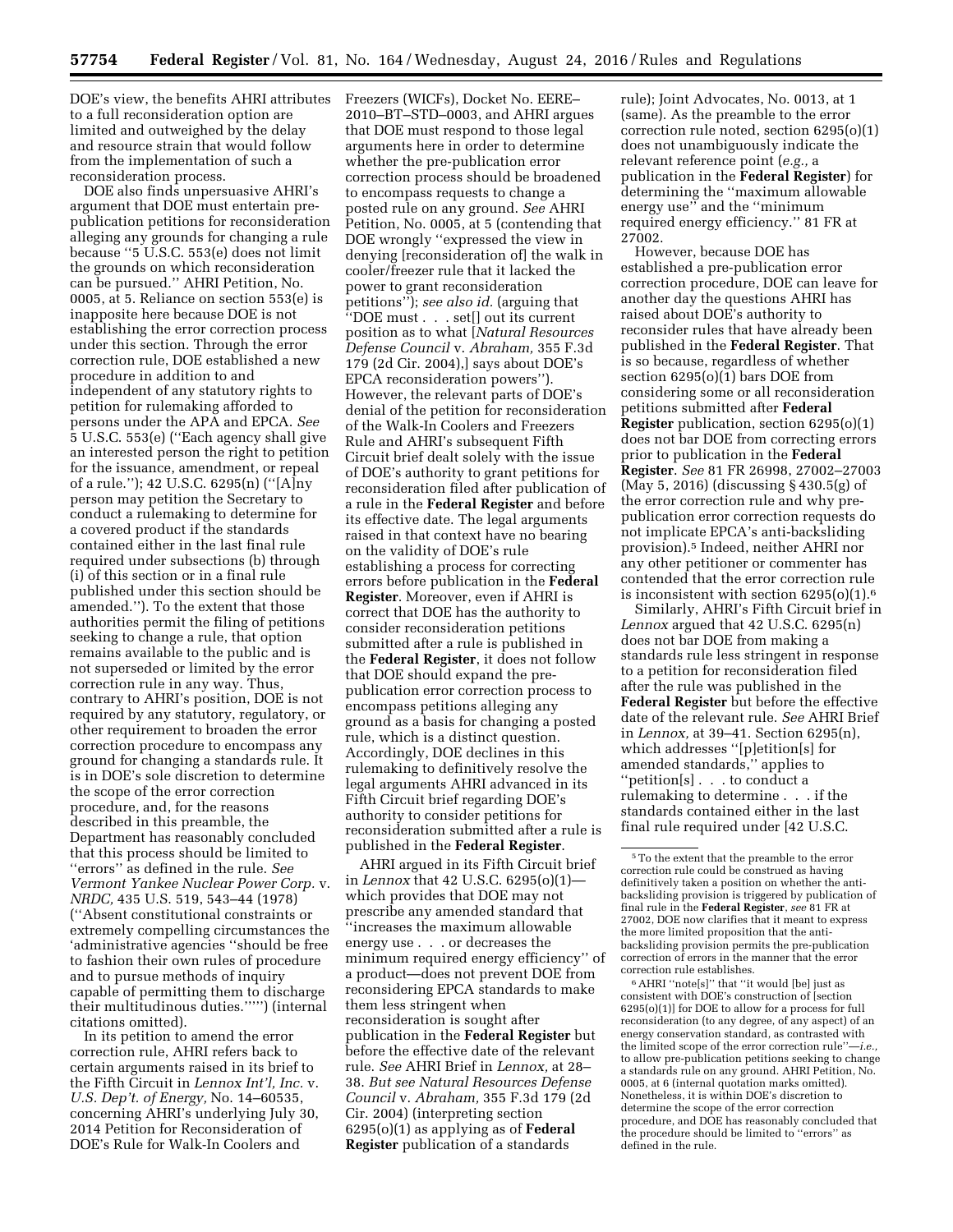DOE's view, the benefits AHRI attributes to a full reconsideration option are limited and outweighed by the delay and resource strain that would follow from the implementation of such a reconsideration process.

DOE also finds unpersuasive AHRI's argument that DOE must entertain pre-publication petitions for reconsideration alleging any grounds for changing a rule because ''5 U.S.C. 553(e) does not limit the grounds on which reconsideration can be pursued.'' AHRI Petition, No. 0005, at 5. Reliance on section 553(e) is inapposite here because DOE is not establishing the error correction process under this section. Through the error correction rule, DOE established a new procedure in addition to and independent of any statutory rights to petition for rulemaking afforded to persons under the APA and EPCA. *See* 5 U.S.C. 553(e) (''Each agency shall give an interested person the right to petition for the issuance, amendment, or repeal of a rule.''); 42 U.S.C. 6295(n) (''[A]ny person may petition the Secretary to conduct a rulemaking to determine for a covered product if the standards contained either in the last final rule required under subsections (b) through (i) of this section or in a final rule published under this section should be amended.''). To the extent that those authorities permit the filing of petitions seeking to change a rule, that option remains available to the public and is not superseded or limited by the error correction rule in any way. Thus, contrary to AHRI's position, DOE is not required by any statutory, regulatory, or other requirement to broaden the error correction procedure to encompass any ground for changing a standards rule. It is in DOE's sole discretion to determine the scope of the error correction procedure, and, for the reasons described in this preamble, the Department has reasonably concluded that this process should be limited to ''errors'' as defined in the rule. *See Vermont Yankee Nuclear Power Corp.* v. *NRDC,* 435 U.S. 519, 543–44 (1978) (''Absent constitutional constraints or extremely compelling circumstances the 'administrative agencies ''should be free to fashion their own rules of procedure and to pursue methods of inquiry capable of permitting them to discharge their multitudinous duties.''''') (internal citations omitted).

In its petition to amend the error correction rule, AHRI refers back to certain arguments raised in its brief to the Fifth Circuit in *Lennox Int'l, Inc.* v. *U.S. Dep't. of Energy,* No. 14–60535, concerning AHRI's underlying July 30, 2014 Petition for Reconsideration of DOE's Rule for Walk-In Coolers and Freezers (WICFs), Docket No. EERE–2010–BT–STD–0003, and AHRI argues that DOE must respond to those legal arguments here in order to determine whether the pre-publication error correction process should be broadened to encompass requests to change a posted rule on any ground. *See* AHRI Petition, No. 0005, at 5 (contending that DOE wrongly ''expressed the view in denying [reconsideration of] the walk in cooler/freezer rule that it lacked the power to grant reconsideration petitions''); *see also id.* (arguing that ''DOE must . . . set[] out its current position as to what [*Natural Resources Defense Council* v. *Abraham,* 355 F.3d 179 (2d Cir. 2004),] says about DOE's EPCA reconsideration powers''). However, the relevant parts of DOE's denial of the petition for reconsideration of the Walk-In Coolers and Freezers Rule and AHRI's subsequent Fifth Circuit brief dealt solely with the issue of DOE's authority to grant petitions for reconsideration filed after publication of a rule in the **Federal Register** and before its effective date. The legal arguments raised in that context have no bearing on the validity of DOE's rule establishing a process for correcting errors before publication in the **Federal Register**. Moreover, even if AHRI is correct that DOE has the authority to consider reconsideration petitions submitted after a rule is published in the **Federal Register**, it does not follow that DOE should expand the pre-publication error correction process to encompass petitions alleging any ground as a basis for changing a posted rule, which is a distinct question. Accordingly, DOE declines in this rulemaking to definitively resolve the legal arguments AHRI advanced in its Fifth Circuit brief regarding DOE's authority to consider petitions for reconsideration submitted after a rule is published in the **Federal Register**.

AHRI argued in its Fifth Circuit brief in *Lennox* that 42 U.S.C. 6295(o)(1)—which provides that DOE may not prescribe any amended standard that ''increases the maximum allowable energy use . . . or decreases the minimum required energy efficiency'' of a product—does not prevent DOE from reconsidering EPCA standards to make them less stringent when reconsideration is sought after publication in the **Federal Register** but before the effective date of the relevant rule. *See* AHRI Brief in *Lennox,* at 28–38. *But see Natural Resources Defense Council* v. *Abraham,* 355 F.3d 179 (2d Cir. 2004) (interpreting section 6295(o)(1) as applying as of **Federal Register** publication of a standards rule); Joint Advocates, No. 0013, at 1 (same). As the preamble to the error correction rule noted, section 6295(o)(1) does not unambiguously indicate the relevant reference point (*e.g.,* a publication in the **Federal Register**) for determining the ''maximum allowable energy use'' and the ''minimum required energy efficiency.'' 81 FR at 27002.

However, because DOE has established a pre-publication error correction procedure, DOE can leave for another day the questions AHRI has raised about DOE's authority to reconsider rules that have already been published in the **Federal Register**. That is so because, regardless of whether section 6295(o)(1) bars DOE from considering some or all reconsideration petitions submitted after **Federal Register** publication, section 6295(o)(1) does not bar DOE from correcting errors prior to publication in the **Federal Register**. *See* 81 FR 26998, 27002–27003 (May 5, 2016) (discussing § 430.5(g) of the error correction rule and why pre-publication error correction requests do not implicate EPCA's anti-backsliding provision).[5] Indeed, neither AHRI nor any other petitioner or commenter has contended that the error correction rule is inconsistent with section 6295(o)(1).[6]

Similarly, AHRI's Fifth Circuit brief in *Lennox* argued that 42 U.S.C. 6295(n) does not bar DOE from making a standards rule less stringent in response to a petition for reconsideration filed after the rule was published in the **Federal Register** but before the effective date of the relevant rule. *See* AHRI Brief in *Lennox,* at 39–41. Section 6295(n), which addresses ''[p]etition[s] for amended standards,'' applies to ''petition[s] . . . to conduct a rulemaking to determine . . . if the standards contained either in the last final rule required under [42 U.S.C.

---

[5] To the extent that the preamble to the error correction rule could be construed as having definitively taken a position on whether the anti-backsliding provision is triggered by publication of final rule in the **Federal Register**, *see* 81 FR at 27002, DOE now clarifies that it meant to express the more limited proposition that the anti-backsliding provision permits the pre-publication correction of errors in the manner that the error correction rule establishes.

[6] AHRI ''note[s]'' that ''it would [be] just as consistent with DOE's construction of [section 6295(o)(1)] for DOE to allow for a process for full reconsideration (to any degree, of any aspect) of an energy conservation standard, as contrasted with the limited scope of the error correction rule''—*i.e.,* to allow pre-publication petitions seeking to change a standards rule on any ground. AHRI Petition, No. 0005, at 6 (internal quotation marks omitted). Nonetheless, it is within DOE's discretion to determine the scope of the error correction procedure, and DOE has reasonably concluded that the procedure should be limited to ''errors'' as defined in the rule.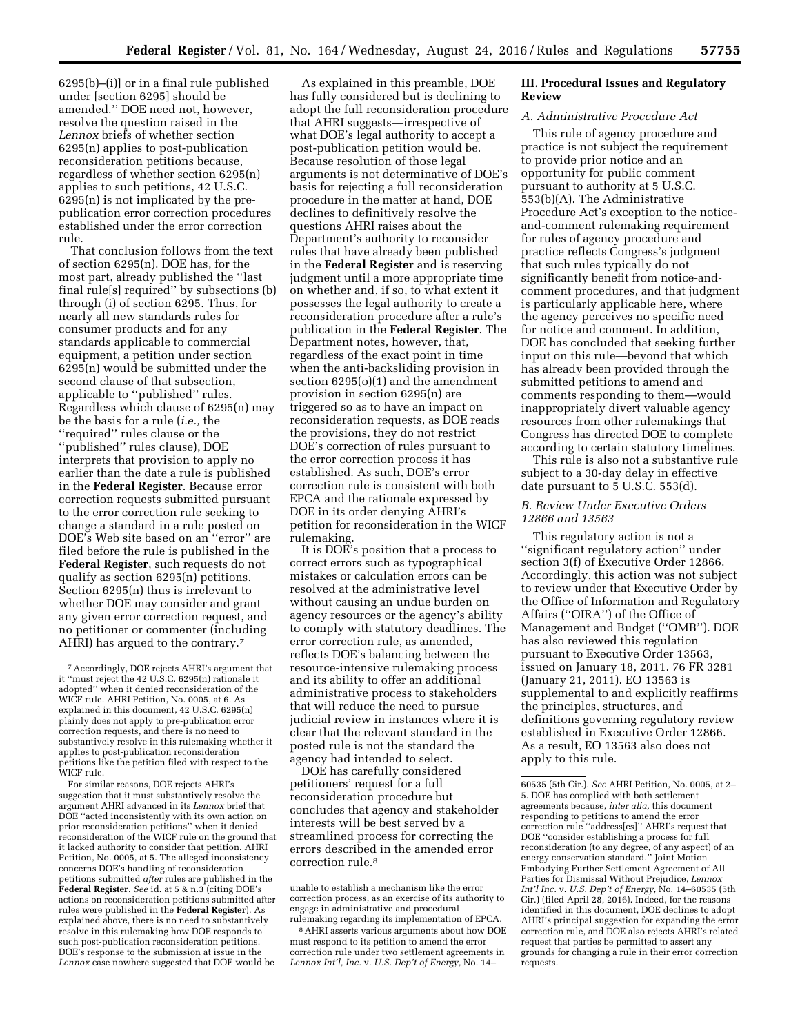6295(b)–(i)] or in a final rule published under [section 6295] should be amended.'' DOE need not, however, resolve the question raised in the *Lennox* briefs of whether section 6295(n) applies to post-publication reconsideration petitions because, regardless of whether section 6295(n) applies to such petitions, 42 U.S.C. 6295(n) is not implicated by the pre-publication error correction procedures established under the error correction rule.

That conclusion follows from the text of section 6295(n). DOE has, for the most part, already published the ''last final rule[s] required'' by subsections (b) through (i) of section 6295. Thus, for nearly all new standards rules for consumer products and for any standards applicable to commercial equipment, a petition under section 6295(n) would be submitted under the second clause of that subsection, applicable to ''published'' rules. Regardless which clause of 6295(n) may be the basis for a rule (*i.e.,* the ''required'' rules clause or the ''published'' rules clause), DOE interprets that provision to apply no earlier than the date a rule is published in the **Federal Register**. Because error correction requests submitted pursuant to the error correction rule seeking to change a standard in a rule posted on DOE's Web site based on an ''error'' are filed before the rule is published in the **Federal Register**, such requests do not qualify as section 6295(n) petitions. Section 6295(n) thus is irrelevant to whether DOE may consider and grant any given error correction request, and no petitioner or commenter (including AHRI) has argued to the contrary.[7]

As explained in this preamble, DOE has fully considered but is declining to adopt the full reconsideration procedure that AHRI suggests—irrespective of what DOE's legal authority to accept a post-publication petition would be. Because resolution of those legal arguments is not determinative of DOE's basis for rejecting a full reconsideration procedure in the matter at hand, DOE declines to definitively resolve the questions AHRI raises about the Department's authority to reconsider rules that have already been published in the **Federal Register** and is reserving judgment until a more appropriate time on whether and, if so, to what extent it possesses the legal authority to create a reconsideration procedure after a rule's publication in the **Federal Register**. The Department notes, however, that, regardless of the exact point in time when the anti-backsliding provision in section 6295(o)(1) and the amendment provision in section 6295(n) are triggered so as to have an impact on reconsideration requests, as DOE reads the provisions, they do not restrict DOE's correction of rules pursuant to the error correction process it has established. As such, DOE's error correction rule is consistent with both EPCA and the rationale expressed by DOE in its order denying AHRI's petition for reconsideration in the WICF rulemaking.

It is DOE's position that a process to correct errors such as typographical mistakes or calculation errors can be resolved at the administrative level without causing an undue burden on agency resources or the agency's ability to comply with statutory deadlines. The error correction rule, as amended, reflects DOE's balancing between the resource-intensive rulemaking process and its ability to offer an additional administrative process to stakeholders that will reduce the need to pursue judicial review in instances where it is clear that the relevant standard in the posted rule is not the standard the agency had intended to select.

DOE has carefully considered petitioners' request for a full reconsideration procedure but concludes that agency and stakeholder interests will be best served by a streamlined process for correcting the errors described in the amended error correction rule.[8]

## III. Procedural Issues and Regulatory Review

### *A. Administrative Procedure Act*

This rule of agency procedure and practice is not subject the requirement to provide prior notice and an opportunity for public comment pursuant to authority at 5 U.S.C. 553(b)(A). The Administrative Procedure Act's exception to the notice-and-comment rulemaking requirement for rules of agency procedure and practice reflects Congress's judgment that such rules typically do not significantly benefit from notice-and-comment procedures, and that judgment is particularly applicable here, where the agency perceives no specific need for notice and comment. In addition, DOE has concluded that seeking further input on this rule—beyond that which has already been provided through the submitted petitions to amend and comments responding to them—would inappropriately divert valuable agency resources from other rulemakings that Congress has directed DOE to complete according to certain statutory timelines.

This rule is also not a substantive rule subject to a 30-day delay in effective date pursuant to 5 U.S.C. 553(d).

### *B. Review Under Executive Orders 12866 and 13563*

This regulatory action is not a ''significant regulatory action'' under section 3(f) of Executive Order 12866. Accordingly, this action was not subject to review under that Executive Order by the Office of Information and Regulatory Affairs (''OIRA'') of the Office of Management and Budget (''OMB''). DOE has also reviewed this regulation pursuant to Executive Order 13563, issued on January 18, 2011. 76 FR 3281 (January 21, 2011). EO 13563 is supplemental to and explicitly reaffirms the principles, structures, and definitions governing regulatory review established in Executive Order 12866. As a result, EO 13563 also does not apply to this rule.

---

[7] Accordingly, DOE rejects AHRI's argument that it ''must reject the 42 U.S.C. 6295(n) rationale it adopted'' when it denied reconsideration of the WICF rule. AHRI Petition, No. 0005, at 6. As explained in this document, 42 U.S.C. 6295(n) plainly does not apply to pre-publication error correction requests, and there is no need to substantively resolve in this rulemaking whether it applies to post-publication reconsideration petitions like the petition filed with respect to the WICF rule.

For similar reasons, DOE rejects AHRI's suggestion that it must substantively resolve the argument AHRI advanced in its *Lennox* brief that DOE ''acted inconsistently with its own action on prior reconsideration petitions'' when it denied reconsideration of the WICF rule on the ground that it lacked authority to consider that petition. AHRI Petition, No. 0005, at 5. The alleged inconsistency concerns DOE's handling of reconsideration petitions submitted *after* rules are published in the **Federal Register**. *See* id. at 5 & n.3 (citing DOE's actions on reconsideration petitions submitted after rules were published in the **Federal Register**). As explained above, there is no need to substantively resolve in this rulemaking how DOE responds to such post-publication reconsideration petitions. DOE's response to the submission at issue in the *Lennox* case nowhere suggested that DOE would be unable to establish a mechanism like the error correction process, as an exercise of its authority to engage in administrative and procedural rulemaking regarding its implementation of EPCA.

[8] AHRI asserts various arguments about how DOE must respond to its petition to amend the error correction rule under two settlement agreements in *Lennox Int'l, Inc.* v. *U.S. Dep't of Energy,* No. 14–60535 (5th Cir.). *See* AHRI Petition, No. 0005, at 2–5. DOE has complied with both settlement agreements because, *inter alia,* this document responding to petitions to amend the error correction rule ''address[es]'' AHRI's request that DOE ''consider establishing a process for full reconsideration (to any degree, of any aspect) of an energy conservation standard.'' Joint Motion Embodying Further Settlement Agreement of All Parties for Dismissal Without Prejudice, *Lennox Int'l Inc.* v. *U.S. Dep't of Energy,* No. 14–60535 (5th Cir.) (filed April 28, 2016). Indeed, for the reasons identified in this document, DOE declines to adopt AHRI's principal suggestion for expanding the error correction rule, and DOE also rejects AHRI's related request that parties be permitted to assert any grounds for changing a rule in their error correction requests.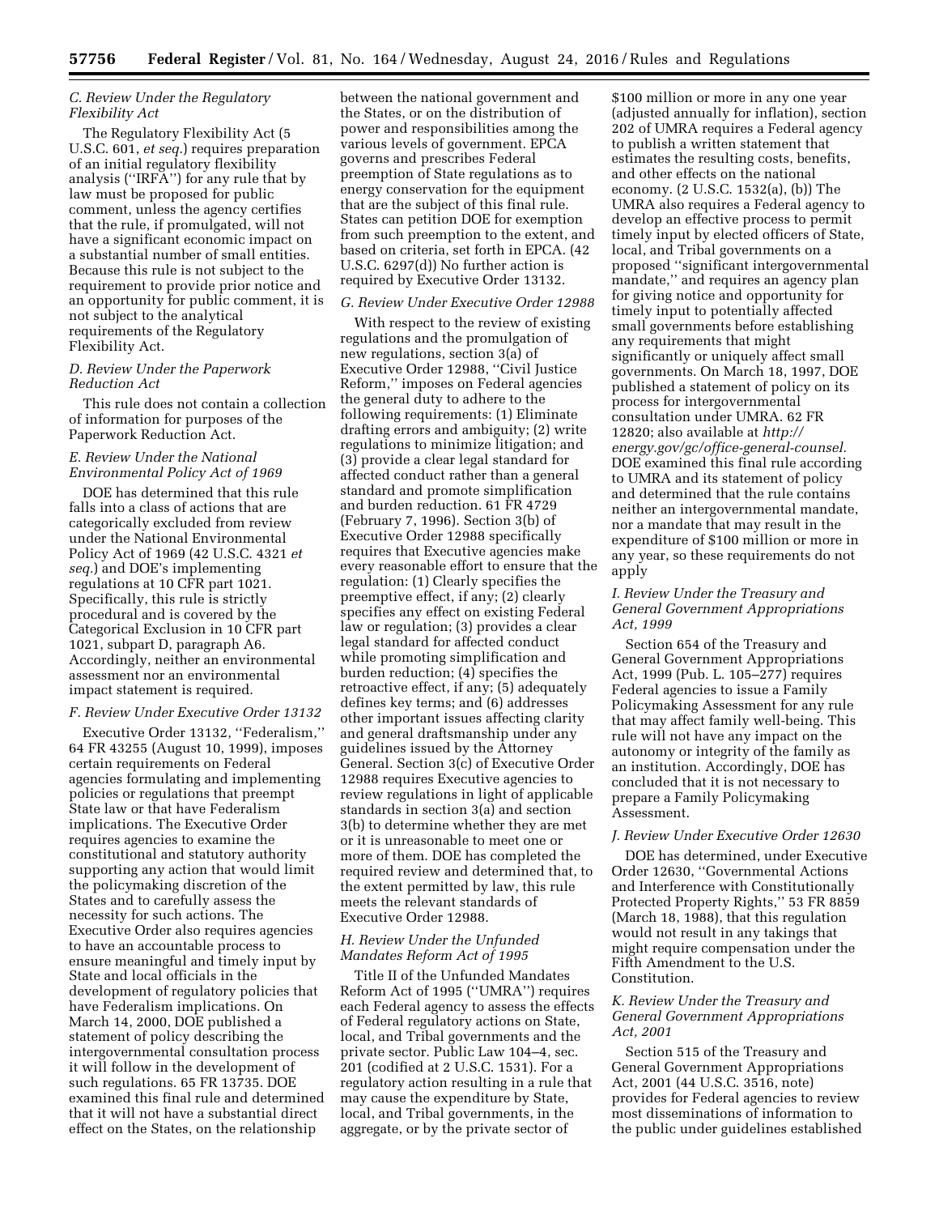### C. Review Under the Regulatory Flexibility Act

The Regulatory Flexibility Act (5 U.S.C. 601, *et seq.*) requires preparation of an initial regulatory flexibility analysis (''IRFA'') for any rule that by law must be proposed for public comment, unless the agency certifies that the rule, if promulgated, will not have a significant economic impact on a substantial number of small entities. Because this rule is not subject to the requirement to provide prior notice and an opportunity for public comment, it is not subject to the analytical requirements of the Regulatory Flexibility Act.

### D. Review Under the Paperwork Reduction Act

This rule does not contain a collection of information for purposes of the Paperwork Reduction Act.

### E. Review Under the National Environmental Policy Act of 1969

DOE has determined that this rule falls into a class of actions that are categorically excluded from review under the National Environmental Policy Act of 1969 (42 U.S.C. 4321 *et seq.*) and DOE's implementing regulations at 10 CFR part 1021. Specifically, this rule is strictly procedural and is covered by the Categorical Exclusion in 10 CFR part 1021, subpart D, paragraph A6. Accordingly, neither an environmental assessment nor an environmental impact statement is required.

### F. Review Under Executive Order 13132

Executive Order 13132, ''Federalism,'' 64 FR 43255 (August 10, 1999), imposes certain requirements on Federal agencies formulating and implementing policies or regulations that preempt State law or that have Federalism implications. The Executive Order requires agencies to examine the constitutional and statutory authority supporting any action that would limit the policymaking discretion of the States and to carefully assess the necessity for such actions. The Executive Order also requires agencies to have an accountable process to ensure meaningful and timely input by State and local officials in the development of regulatory policies that have Federalism implications. On March 14, 2000, DOE published a statement of policy describing the intergovernmental consultation process it will follow in the development of such regulations. 65 FR 13735. DOE examined this final rule and determined that it will not have a substantial direct effect on the States, on the relationship between the national government and the States, or on the distribution of power and responsibilities among the various levels of government. EPCA governs and prescribes Federal preemption of State regulations as to energy conservation for the equipment that are the subject of this final rule. States can petition DOE for exemption from such preemption to the extent, and based on criteria, set forth in EPCA. (42 U.S.C. 6297(d)) No further action is required by Executive Order 13132.

### G. Review Under Executive Order 12988

With respect to the review of existing regulations and the promulgation of new regulations, section 3(a) of Executive Order 12988, ''Civil Justice Reform,'' imposes on Federal agencies the general duty to adhere to the following requirements: (1) Eliminate drafting errors and ambiguity; (2) write regulations to minimize litigation; and (3) provide a clear legal standard for affected conduct rather than a general standard and promote simplification and burden reduction. 61 FR 4729 (February 7, 1996). Section 3(b) of Executive Order 12988 specifically requires that Executive agencies make every reasonable effort to ensure that the regulation: (1) Clearly specifies the preemptive effect, if any; (2) clearly specifies any effect on existing Federal law or regulation; (3) provides a clear legal standard for affected conduct while promoting simplification and burden reduction; (4) specifies the retroactive effect, if any; (5) adequately defines key terms; and (6) addresses other important issues affecting clarity and general draftsmanship under any guidelines issued by the Attorney General. Section 3(c) of Executive Order 12988 requires Executive agencies to review regulations in light of applicable standards in section 3(a) and section 3(b) to determine whether they are met or it is unreasonable to meet one or more of them. DOE has completed the required review and determined that, to the extent permitted by law, this rule meets the relevant standards of Executive Order 12988.

### H. Review Under the Unfunded Mandates Reform Act of 1995

Title II of the Unfunded Mandates Reform Act of 1995 (''UMRA'') requires each Federal agency to assess the effects of Federal regulatory actions on State, local, and Tribal governments and the private sector. Public Law 104–4, sec. 201 (codified at 2 U.S.C. 1531). For a regulatory action resulting in a rule that may cause the expenditure by State, local, and Tribal governments, in the aggregate, or by the private sector of $100 million or more in any one year (adjusted annually for inflation), section 202 of UMRA requires a Federal agency to publish a written statement that estimates the resulting costs, benefits, and other effects on the national economy. (2 U.S.C. 1532(a), (b)) The UMRA also requires a Federal agency to develop an effective process to permit timely input by elected officers of State, local, and Tribal governments on a proposed ''significant intergovernmental mandate,'' and requires an agency plan for giving notice and opportunity for timely input to potentially affected small governments before establishing any requirements that might significantly or uniquely affect small governments. On March 18, 1997, DOE published a statement of policy on its process for intergovernmental consultation under UMRA. 62 FR 12820; also available at *http://energy.gov/gc/office-general-counsel.* DOE examined this final rule according to UMRA and its statement of policy and determined that the rule contains neither an intergovernmental mandate, nor a mandate that may result in the expenditure of $100 million or more in any year, so these requirements do not apply

### I. Review Under the Treasury and General Government Appropriations Act, 1999

Section 654 of the Treasury and General Government Appropriations Act, 1999 (Pub. L. 105–277) requires Federal agencies to issue a Family Policymaking Assessment for any rule that may affect family well-being. This rule will not have any impact on the autonomy or integrity of the family as an institution. Accordingly, DOE has concluded that it is not necessary to prepare a Family Policymaking Assessment.

### J. Review Under Executive Order 12630

DOE has determined, under Executive Order 12630, ''Governmental Actions and Interference with Constitutionally Protected Property Rights,'' 53 FR 8859 (March 18, 1988), that this regulation would not result in any takings that might require compensation under the Fifth Amendment to the U.S. Constitution.

### K. Review Under the Treasury and General Government Appropriations Act, 2001

Section 515 of the Treasury and General Government Appropriations Act, 2001 (44 U.S.C. 3516, note) provides for Federal agencies to review most disseminations of information to the public under guidelines established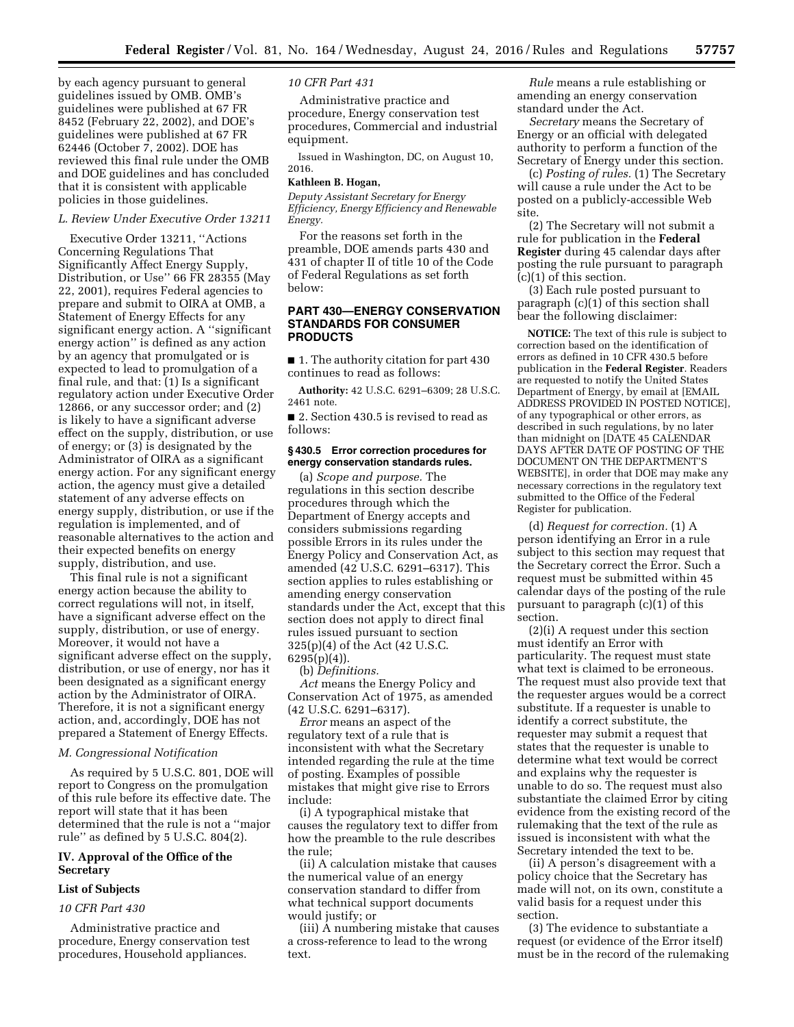by each agency pursuant to general guidelines issued by OMB. OMB's guidelines were published at 67 FR 8452 (February 22, 2002), and DOE's guidelines were published at 67 FR 62446 (October 7, 2002). DOE has reviewed this final rule under the OMB and DOE guidelines and has concluded that it is consistent with applicable policies in those guidelines.

### L. Review Under Executive Order 13211

Executive Order 13211, ''Actions Concerning Regulations That Significantly Affect Energy Supply, Distribution, or Use'' 66 FR 28355 (May 22, 2001), requires Federal agencies to prepare and submit to OIRA at OMB, a Statement of Energy Effects for any significant energy action. A ''significant energy action'' is defined as any action by an agency that promulgated or is expected to lead to promulgation of a final rule, and that: (1) Is a significant regulatory action under Executive Order 12866, or any successor order; and (2) is likely to have a significant adverse effect on the supply, distribution, or use of energy; or (3) is designated by the Administrator of OIRA as a significant energy action. For any significant energy action, the agency must give a detailed statement of any adverse effects on energy supply, distribution, or use if the regulation is implemented, and of reasonable alternatives to the action and their expected benefits on energy supply, distribution, and use.

This final rule is not a significant energy action because the ability to correct regulations will not, in itself, have a significant adverse effect on the supply, distribution, or use of energy. Moreover, it would not have a significant adverse effect on the supply, distribution, or use of energy, nor has it been designated as a significant energy action by the Administrator of OIRA. Therefore, it is not a significant energy action, and, accordingly, DOE has not prepared a Statement of Energy Effects.

### M. Congressional Notification

As required by 5 U.S.C. 801, DOE will report to Congress on the promulgation of this rule before its effective date. The report will state that it has been determined that the rule is not a ''major rule'' as defined by 5 U.S.C. 804(2).

## IV. Approval of the Office of the Secretary

### List of Subjects

*10 CFR Part 430*

Administrative practice and procedure, Energy conservation test procedures, Household appliances.

*10 CFR Part 431*

Administrative practice and procedure, Energy conservation test procedures, Commercial and industrial equipment.

Issued in Washington, DC, on August 10, 2016.

**Kathleen B. Hogan,**

*Deputy Assistant Secretary for Energy Efficiency, Energy Efficiency and Renewable Energy.*

For the reasons set forth in the preamble, DOE amends parts 430 and 431 of chapter II of title 10 of the Code of Federal Regulations as set forth below:

## PART 430—ENERGY CONSERVATION STANDARDS FOR CONSUMER PRODUCTS

■ 1. The authority citation for part 430 continues to read as follows:

**Authority:** 42 U.S.C. 6291–6309; 28 U.S.C. 2461 note.

■ 2. Section 430.5 is revised to read as follows:

### § 430.5 Error correction procedures for energy conservation standards rules.

(a) *Scope and purpose.* The regulations in this section describe procedures through which the Department of Energy accepts and considers submissions regarding possible Errors in its rules under the Energy Policy and Conservation Act, as amended (42 U.S.C. 6291–6317). This section applies to rules establishing or amending energy conservation standards under the Act, except that this section does not apply to direct final rules issued pursuant to section 325(p)(4) of the Act (42 U.S.C. 6295(p)(4)).

(b) *Definitions.*

*Act* means the Energy Policy and Conservation Act of 1975, as amended (42 U.S.C. 6291–6317).

*Error* means an aspect of the regulatory text of a rule that is inconsistent with what the Secretary intended regarding the rule at the time of posting. Examples of possible mistakes that might give rise to Errors include:

(i) A typographical mistake that causes the regulatory text to differ from how the preamble to the rule describes the rule;

(ii) A calculation mistake that causes the numerical value of an energy conservation standard to differ from what technical support documents would justify; or

(iii) A numbering mistake that causes a cross-reference to lead to the wrong text.

*Rule* means a rule establishing or amending an energy conservation standard under the Act.

*Secretary* means the Secretary of Energy or an official with delegated authority to perform a function of the Secretary of Energy under this section.

(c) *Posting of rules.* (1) The Secretary will cause a rule under the Act to be posted on a publicly-accessible Web site.

(2) The Secretary will not submit a rule for publication in the **Federal Register** during 45 calendar days after posting the rule pursuant to paragraph (c)(1) of this section.

(3) Each rule posted pursuant to paragraph (c)(1) of this section shall bear the following disclaimer:

**NOTICE:** The text of this rule is subject to correction based on the identification of errors as defined in 10 CFR 430.5 before publication in the **Federal Register**. Readers are requested to notify the United States Department of Energy, by email at [EMAIL ADDRESS PROVIDED IN POSTED NOTICE], of any typographical or other errors, as described in such regulations, by no later than midnight on [DATE 45 CALENDAR DAYS AFTER DATE OF POSTING OF THE DOCUMENT ON THE DEPARTMENT'S WEBSITE], in order that DOE may make any necessary corrections in the regulatory text submitted to the Office of the Federal Register for publication.

(d) *Request for correction.* (1) A person identifying an Error in a rule subject to this section may request that the Secretary correct the Error. Such a request must be submitted within 45 calendar days of the posting of the rule pursuant to paragraph (c)(1) of this section.

(2)(i) A request under this section must identify an Error with particularity. The request must state what text is claimed to be erroneous. The request must also provide text that the requester argues would be a correct substitute. If a requester is unable to identify a correct substitute, the requester may submit a request that states that the requester is unable to determine what text would be correct and explains why the requester is unable to do so. The request must also substantiate the claimed Error by citing evidence from the existing record of the rulemaking that the text of the rule as issued is inconsistent with what the Secretary intended the text to be.

(ii) A person's disagreement with a policy choice that the Secretary has made will not, on its own, constitute a valid basis for a request under this section.

(3) The evidence to substantiate a request (or evidence of the Error itself) must be in the record of the rulemaking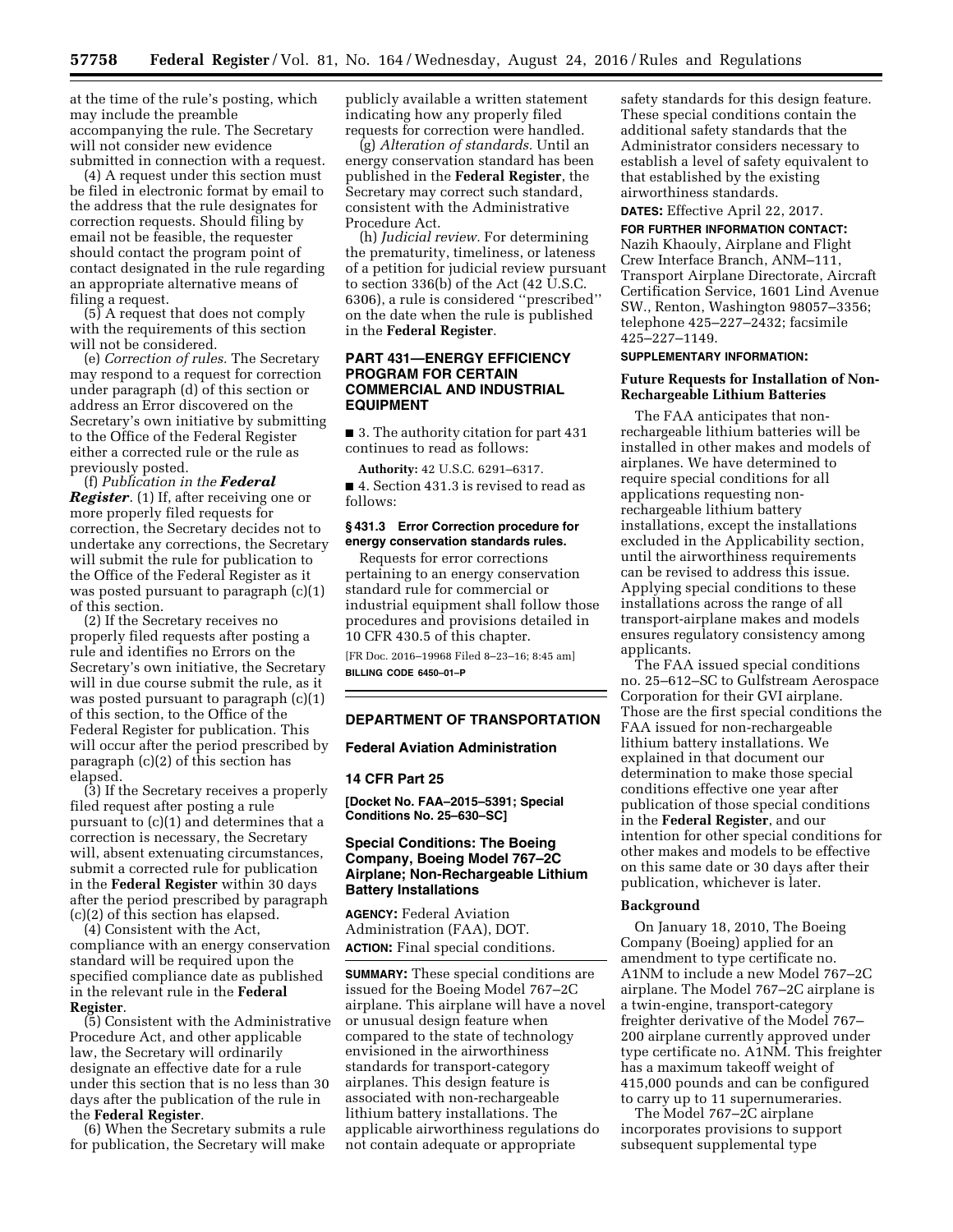at the time of the rule's posting, which may include the preamble accompanying the rule. The Secretary will not consider new evidence submitted in connection with a request.

(4) A request under this section must be filed in electronic format by email to the address that the rule designates for correction requests. Should filing by email not be feasible, the requester should contact the program point of contact designated in the rule regarding an appropriate alternative means of filing a request.

(5) A request that does not comply with the requirements of this section will not be considered.

(e) *Correction of rules.* The Secretary may respond to a request for correction under paragraph (d) of this section or address an Error discovered on the Secretary's own initiative by submitting to the Office of the Federal Register either a corrected rule or the rule as previously posted.

(f) *Publication in the* ***Federal Register***. (1) If, after receiving one or more properly filed requests for correction, the Secretary decides not to undertake any corrections, the Secretary will submit the rule for publication to the Office of the Federal Register as it was posted pursuant to paragraph (c)(1) of this section.

(2) If the Secretary receives no properly filed requests after posting a rule and identifies no Errors on the Secretary's own initiative, the Secretary will in due course submit the rule, as it was posted pursuant to paragraph (c)(1) of this section, to the Office of the Federal Register for publication. This will occur after the period prescribed by paragraph (c)(2) of this section has elapsed.

(3) If the Secretary receives a properly filed request after posting a rule pursuant to (c)(1) and determines that a correction is necessary, the Secretary will, absent extenuating circumstances, submit a corrected rule for publication in the **Federal Register** within 30 days after the period prescribed by paragraph (c)(2) of this section has elapsed.

(4) Consistent with the Act, compliance with an energy conservation standard will be required upon the specified compliance date as published in the relevant rule in the **Federal Register**.

(5) Consistent with the Administrative Procedure Act, and other applicable law, the Secretary will ordinarily designate an effective date for a rule under this section that is no less than 30 days after the publication of the rule in the **Federal Register**.

(6) When the Secretary submits a rule for publication, the Secretary will make publicly available a written statement indicating how any properly filed requests for correction were handled.

(g) *Alteration of standards.* Until an energy conservation standard has been published in the **Federal Register**, the Secretary may correct such standard, consistent with the Administrative Procedure Act.

(h) *Judicial review.* For determining the prematurity, timeliness, or lateness of a petition for judicial review pursuant to section 336(b) of the Act (42 U.S.C. 6306), a rule is considered ''prescribed'' on the date when the rule is published in the **Federal Register**.

## PART 431—ENERGY EFFICIENCY PROGRAM FOR CERTAIN COMMERCIAL AND INDUSTRIAL EQUIPMENT

■ 3. The authority citation for part 431 continues to read as follows:

**Authority:** 42 U.S.C. 6291–6317.

■ 4. Section 431.3 is revised to read as follows:

### § 431.3 Error Correction procedure for energy conservation standards rules.

Requests for error corrections pertaining to an energy conservation standard rule for commercial or industrial equipment shall follow those procedures and provisions detailed in 10 CFR 430.5 of this chapter.

[FR Doc. 2016–19968 Filed 8–23–16; 8:45 am]

**BILLING CODE 6450–01–P**

## DEPARTMENT OF TRANSPORTATION

### Federal Aviation Administration

### 14 CFR Part 25

**[Docket No. FAA–2015–5391; Special Conditions No. 25–630–SC]**

## Special Conditions: The Boeing Company, Boeing Model 767–2C Airplane; Non-Rechargeable Lithium Battery Installations

**AGENCY:** Federal Aviation Administration (FAA), DOT.

**ACTION:** Final special conditions.

**SUMMARY:** These special conditions are issued for the Boeing Model 767–2C airplane. This airplane will have a novel or unusual design feature when compared to the state of technology envisioned in the airworthiness standards for transport-category airplanes. This design feature is associated with non-rechargeable lithium battery installations. The applicable airworthiness regulations do not contain adequate or appropriate safety standards for this design feature. These special conditions contain the additional safety standards that the Administrator considers necessary to establish a level of safety equivalent to that established by the existing airworthiness standards.

**DATES:** Effective April 22, 2017.

**FOR FURTHER INFORMATION CONTACT:** Nazih Khaouly, Airplane and Flight Crew Interface Branch, ANM–111, Transport Airplane Directorate, Aircraft Certification Service, 1601 Lind Avenue SW., Renton, Washington 98057–3356; telephone 425–227–2432; facsimile 425–227–1149.

**SUPPLEMENTARY INFORMATION:**

### Future Requests for Installation of Non-Rechargeable Lithium Batteries

The FAA anticipates that non-rechargeable lithium batteries will be installed in other makes and models of airplanes. We have determined to require special conditions for all applications requesting non-rechargeable lithium battery installations, except the installations excluded in the Applicability section, until the airworthiness requirements can be revised to address this issue. Applying special conditions to these installations across the range of all transport-airplane makes and models ensures regulatory consistency among applicants.

The FAA issued special conditions no. 25–612–SC to Gulfstream Aerospace Corporation for their GVI airplane. Those are the first special conditions the FAA issued for non-rechargeable lithium battery installations. We explained in that document our determination to make those special conditions effective one year after publication of those special conditions in the **Federal Register**, and our intention for other special conditions for other makes and models to be effective on this same date or 30 days after their publication, whichever is later.

### Background

On January 18, 2010, The Boeing Company (Boeing) applied for an amendment to type certificate no. A1NM to include a new Model 767–2C airplane. The Model 767–2C airplane is a twin-engine, transport-category freighter derivative of the Model 767–200 airplane currently approved under type certificate no. A1NM. This freighter has a maximum takeoff weight of 415,000 pounds and can be configured to carry up to 11 supernumeraries.

The Model 767–2C airplane incorporates provisions to support subsequent supplemental type